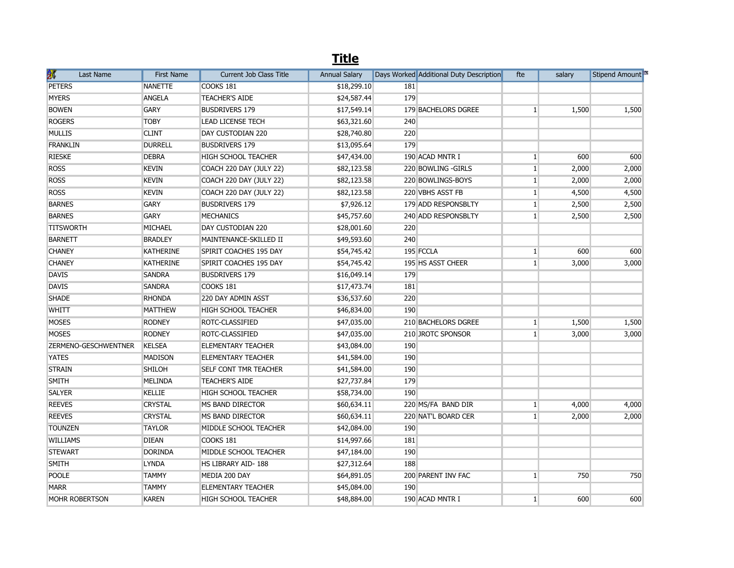# Title

| Last Name | First Name | Current Job Class Title | Annual Salary | Days Worked | Additional Duty Description | fte | salary | Stipend Amount |
|---|---|---|---|---|---|---|---|---|
| PETERS | NANETTE | COOKS 181 | $18,299.10 | 181 | | | | |
| MYERS | ANGELA | TEACHER'S AIDE | $24,587.44 | 179 | | | | |
| BOWEN | GARY | BUSDRIVERS 179 | $17,549.14 | 179 | BACHELORS DGREE | 1 | 1,500 | 1,500 |
| ROGERS | TOBY | LEAD LICENSE TECH | $63,321.60 | 240 | | | | |
| MULLIS | CLINT | DAY CUSTODIAN 220 | $28,740.80 | 220 | | | | |
| FRANKLIN | DURRELL | BUSDRIVERS 179 | $13,095.64 | 179 | | | | |
| RIESKE | DEBRA | HIGH SCHOOL TEACHER | $47,434.00 | 190 | ACAD MNTR I | 1 | 600 | 600 |
| ROSS | KEVIN | COACH 220 DAY (JULY 22) | $82,123.58 | 220 | BOWLING -GIRLS | 1 | 2,000 | 2,000 |
| ROSS | KEVIN | COACH 220 DAY (JULY 22) | $82,123.58 | 220 | BOWLINGS-BOYS | 1 | 2,000 | 2,000 |
| ROSS | KEVIN | COACH 220 DAY (JULY 22) | $82,123.58 | 220 | VBHS ASST FB | 1 | 4,500 | 4,500 |
| BARNES | GARY | BUSDRIVERS 179 | $7,926.12 | 179 | ADD RESPONSBLTY | 1 | 2,500 | 2,500 |
| BARNES | GARY | MECHANICS | $45,757.60 | 240 | ADD RESPONSBLTY | 1 | 2,500 | 2,500 |
| TITSWORTH | MICHAEL | DAY CUSTODIAN 220 | $28,001.60 | 220 | | | | |
| BARNETT | BRADLEY | MAINTENANCE-SKILLED II | $49,593.60 | 240 | | | | |
| CHANEY | KATHERINE | SPIRIT COACHES 195 DAY | $54,745.42 | 195 | FCCLA | 1 | 600 | 600 |
| CHANEY | KATHERINE | SPIRIT COACHES 195 DAY | $54,745.42 | 195 | HS ASST CHEER | 1 | 3,000 | 3,000 |
| DAVIS | SANDRA | BUSDRIVERS 179 | $16,049.14 | 179 | | | | |
| DAVIS | SANDRA | COOKS 181 | $17,473.74 | 181 | | | | |
| SHADE | RHONDA | 220 DAY ADMIN ASST | $36,537.60 | 220 | | | | |
| WHITT | MATTHEW | HIGH SCHOOL TEACHER | $46,834.00 | 190 | | | | |
| MOSES | RODNEY | ROTC-CLASSIFIED | $47,035.00 | 210 | BACHELORS DGREE | 1 | 1,500 | 1,500 |
| MOSES | RODNEY | ROTC-CLASSIFIED | $47,035.00 | 210 | JROTC SPONSOR | 1 | 3,000 | 3,000 |
| ZERMENO-GESCHWENTNER | KELSEA | ELEMENTARY TEACHER | $43,084.00 | 190 | | | | |
| YATES | MADISON | ELEMENTARY TEACHER | $41,584.00 | 190 | | | | |
| STRAIN | SHILOH | SELF CONT TMR TEACHER | $41,584.00 | 190 | | | | |
| SMITH | MELINDA | TEACHER'S AIDE | $27,737.84 | 179 | | | | |
| SALYER | KELLIE | HIGH SCHOOL TEACHER | $58,734.00 | 190 | | | | |
| REEVES | CRYSTAL | MS BAND DIRECTOR | $60,634.11 | 220 | MS/FA BAND DIR | 1 | 4,000 | 4,000 |
| REEVES | CRYSTAL | MS BAND DIRECTOR | $60,634.11 | 220 | NAT'L BOARD CER | 1 | 2,000 | 2,000 |
| TOUNZEN | TAYLOR | MIDDLE SCHOOL TEACHER | $42,084.00 | 190 | | | | |
| WILLIAMS | DIEAN | COOKS 181 | $14,997.66 | 181 | | | | |
| STEWART | DORINDA | MIDDLE SCHOOL TEACHER | $47,184.00 | 190 | | | | |
| SMITH | LYNDA | HS LIBRARY AID- 188 | $27,312.64 | 188 | | | | |
| POOLE | TAMMY | MEDIA 200 DAY | $64,891.05 | 200 | PARENT INV FAC | 1 | 750 | 750 |
| MARR | TAMMY | ELEMENTARY TEACHER | $45,084.00 | 190 | | | | |
| MOHR ROBERTSON | KAREN | HIGH SCHOOL TEACHER | $48,884.00 | 190 | ACAD MNTR I | 1 | 600 | 600 |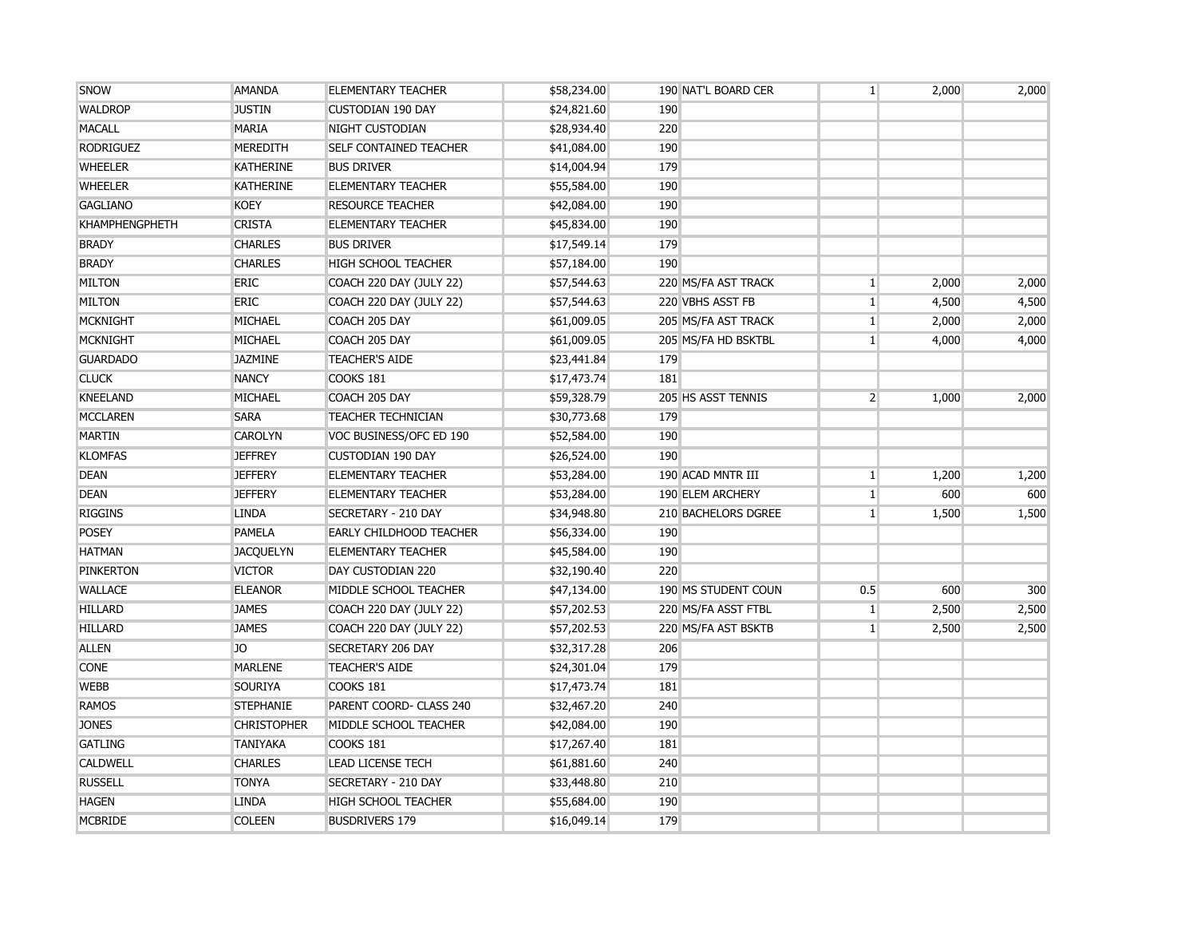| | | | | | | | | |
|---|---|---|---|---|---|---|---|---|
| SNOW | AMANDA | ELEMENTARY TEACHER | $58,234.00 | 190 | NAT'L BOARD CER | 1 | 2,000 | 2,000 |
| WALDROP | JUSTIN | CUSTODIAN 190 DAY | $24,821.60 | 190 | | | | |
| MACALL | MARIA | NIGHT CUSTODIAN | $28,934.40 | 220 | | | | |
| RODRIGUEZ | MEREDITH | SELF CONTAINED TEACHER | $41,084.00 | 190 | | | | |
| WHEELER | KATHERINE | BUS DRIVER | $14,004.94 | 179 | | | | |
| WHEELER | KATHERINE | ELEMENTARY TEACHER | $55,584.00 | 190 | | | | |
| GAGLIANO | KOEY | RESOURCE TEACHER | $42,084.00 | 190 | | | | |
| KHAMPHENGPHETH | CRISTA | ELEMENTARY TEACHER | $45,834.00 | 190 | | | | |
| BRADY | CHARLES | BUS DRIVER | $17,549.14 | 179 | | | | |
| BRADY | CHARLES | HIGH SCHOOL TEACHER | $57,184.00 | 190 | | | | |
| MILTON | ERIC | COACH 220 DAY (JULY 22) | $57,544.63 | 220 | MS/FA AST TRACK | 1 | 2,000 | 2,000 |
| MILTON | ERIC | COACH 220 DAY (JULY 22) | $57,544.63 | 220 | VBHS ASST FB | 1 | 4,500 | 4,500 |
| MCKNIGHT | MICHAEL | COACH 205 DAY | $61,009.05 | 205 | MS/FA AST TRACK | 1 | 2,000 | 2,000 |
| MCKNIGHT | MICHAEL | COACH 205 DAY | $61,009.05 | 205 | MS/FA HD BSKTBL | 1 | 4,000 | 4,000 |
| GUARDADO | JAZMINE | TEACHER'S AIDE | $23,441.84 | 179 | | | | |
| CLUCK | NANCY | COOKS 181 | $17,473.74 | 181 | | | | |
| KNEELAND | MICHAEL | COACH 205 DAY | $59,328.79 | 205 | HS ASST TENNIS | 2 | 1,000 | 2,000 |
| MCCLAREN | SARA | TEACHER TECHNICIAN | $30,773.68 | 179 | | | | |
| MARTIN | CAROLYN | VOC BUSINESS/OFC ED 190 | $52,584.00 | 190 | | | | |
| KLOMFAS | JEFFREY | CUSTODIAN 190 DAY | $26,524.00 | 190 | | | | |
| DEAN | JEFFERY | ELEMENTARY TEACHER | $53,284.00 | 190 | ACAD MNTR III | 1 | 1,200 | 1,200 |
| DEAN | JEFFERY | ELEMENTARY TEACHER | $53,284.00 | 190 | ELEM ARCHERY | 1 | 600 | 600 |
| RIGGINS | LINDA | SECRETARY - 210 DAY | $34,948.80 | 210 | BACHELORS DGREE | 1 | 1,500 | 1,500 |
| POSEY | PAMELA | EARLY CHILDHOOD TEACHER | $56,334.00 | 190 | | | | |
| HATMAN | JACQUELYN | ELEMENTARY TEACHER | $45,584.00 | 190 | | | | |
| PINKERTON | VICTOR | DAY CUSTODIAN 220 | $32,190.40 | 220 | | | | |
| WALLACE | ELEANOR | MIDDLE SCHOOL TEACHER | $47,134.00 | 190 | MS STUDENT COUN | 0.5 | 600 | 300 |
| HILLARD | JAMES | COACH 220 DAY (JULY 22) | $57,202.53 | 220 | MS/FA ASST FTBL | 1 | 2,500 | 2,500 |
| HILLARD | JAMES | COACH 220 DAY (JULY 22) | $57,202.53 | 220 | MS/FA AST BSKTB | 1 | 2,500 | 2,500 |
| ALLEN | JO | SECRETARY 206 DAY | $32,317.28 | 206 | | | | |
| CONE | MARLENE | TEACHER'S AIDE | $24,301.04 | 179 | | | | |
| WEBB | SOURIYA | COOKS 181 | $17,473.74 | 181 | | | | |
| RAMOS | STEPHANIE | PARENT COORD- CLASS 240 | $32,467.20 | 240 | | | | |
| JONES | CHRISTOPHER | MIDDLE SCHOOL TEACHER | $42,084.00 | 190 | | | | |
| GATLING | TANIYAKA | COOKS 181 | $17,267.40 | 181 | | | | |
| CALDWELL | CHARLES | LEAD LICENSE TECH | $61,881.60 | 240 | | | | |
| RUSSELL | TONYA | SECRETARY - 210 DAY | $33,448.80 | 210 | | | | |
| HAGEN | LINDA | HIGH SCHOOL TEACHER | $55,684.00 | 190 | | | | |
| MCBRIDE | COLEEN | BUSDRIVERS 179 | $16,049.14 | 179 | | | | |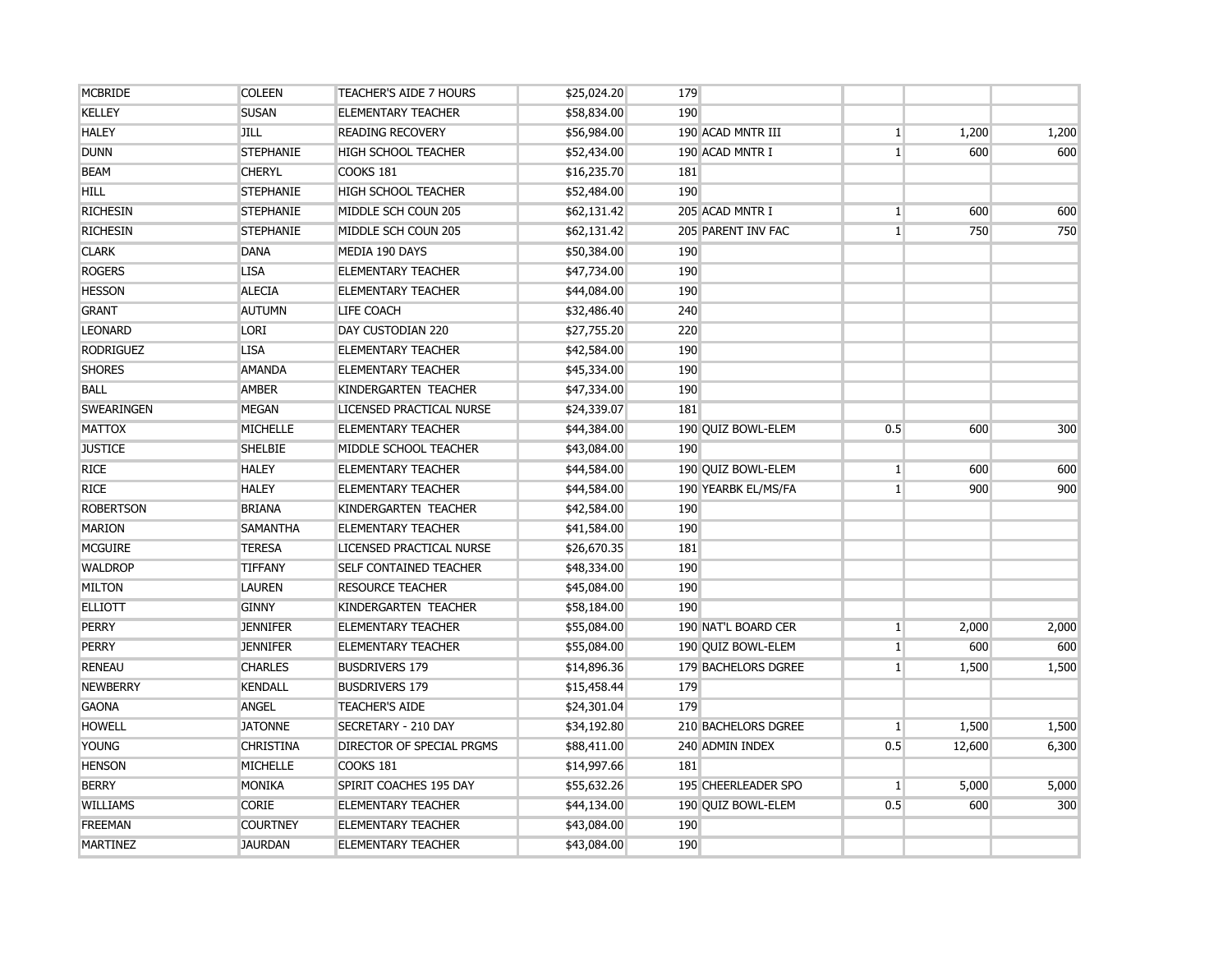| | | | | | | | | |
|---|---|---|---|---|---|---|---|---|
| MCBRIDE | COLEEN | TEACHER'S AIDE 7 HOURS | $25,024.20 | 179 | | | | |
| KELLEY | SUSAN | ELEMENTARY TEACHER | $58,834.00 | 190 | | | | |
| HALEY | JILL | READING RECOVERY | $56,984.00 | 190 | ACAD MNTR III | 1 | 1,200 | 1,200 |
| DUNN | STEPHANIE | HIGH SCHOOL TEACHER | $52,434.00 | 190 | ACAD MNTR I | 1 | 600 | 600 |
| BEAM | CHERYL | COOKS 181 | $16,235.70 | 181 | | | | |
| HILL | STEPHANIE | HIGH SCHOOL TEACHER | $52,484.00 | 190 | | | | |
| RICHESIN | STEPHANIE | MIDDLE SCH COUN 205 | $62,131.42 | 205 | ACAD MNTR I | 1 | 600 | 600 |
| RICHESIN | STEPHANIE | MIDDLE SCH COUN 205 | $62,131.42 | 205 | PARENT INV FAC | 1 | 750 | 750 |
| CLARK | DANA | MEDIA 190 DAYS | $50,384.00 | 190 | | | | |
| ROGERS | LISA | ELEMENTARY TEACHER | $47,734.00 | 190 | | | | |
| HESSON | ALECIA | ELEMENTARY TEACHER | $44,084.00 | 190 | | | | |
| GRANT | AUTUMN | LIFE COACH | $32,486.40 | 240 | | | | |
| LEONARD | LORI | DAY CUSTODIAN 220 | $27,755.20 | 220 | | | | |
| RODRIGUEZ | LISA | ELEMENTARY TEACHER | $42,584.00 | 190 | | | | |
| SHORES | AMANDA | ELEMENTARY TEACHER | $45,334.00 | 190 | | | | |
| BALL | AMBER | KINDERGARTEN TEACHER | $47,334.00 | 190 | | | | |
| SWEARINGEN | MEGAN | LICENSED PRACTICAL NURSE | $24,339.07 | 181 | | | | |
| MATTOX | MICHELLE | ELEMENTARY TEACHER | $44,384.00 | 190 | QUIZ BOWL-ELEM | 0.5 | 600 | 300 |
| JUSTICE | SHELBIE | MIDDLE SCHOOL TEACHER | $43,084.00 | 190 | | | | |
| RICE | HALEY | ELEMENTARY TEACHER | $44,584.00 | 190 | QUIZ BOWL-ELEM | 1 | 600 | 600 |
| RICE | HALEY | ELEMENTARY TEACHER | $44,584.00 | 190 | YEARBK EL/MS/FA | 1 | 900 | 900 |
| ROBERTSON | BRIANA | KINDERGARTEN TEACHER | $42,584.00 | 190 | | | | |
| MARION | SAMANTHA | ELEMENTARY TEACHER | $41,584.00 | 190 | | | | |
| MCGUIRE | TERESA | LICENSED PRACTICAL NURSE | $26,670.35 | 181 | | | | |
| WALDROP | TIFFANY | SELF CONTAINED TEACHER | $48,334.00 | 190 | | | | |
| MILTON | LAUREN | RESOURCE TEACHER | $45,084.00 | 190 | | | | |
| ELLIOTT | GINNY | KINDERGARTEN TEACHER | $58,184.00 | 190 | | | | |
| PERRY | JENNIFER | ELEMENTARY TEACHER | $55,084.00 | 190 | NAT'L BOARD CER | 1 | 2,000 | 2,000 |
| PERRY | JENNIFER | ELEMENTARY TEACHER | $55,084.00 | 190 | QUIZ BOWL-ELEM | 1 | 600 | 600 |
| RENEAU | CHARLES | BUSDRIVERS 179 | $14,896.36 | 179 | BACHELORS DGREE | 1 | 1,500 | 1,500 |
| NEWBERRY | KENDALL | BUSDRIVERS 179 | $15,458.44 | 179 | | | | |
| GAONA | ANGEL | TEACHER'S AIDE | $24,301.04 | 179 | | | | |
| HOWELL | JATONNE | SECRETARY - 210 DAY | $34,192.80 | 210 | BACHELORS DGREE | 1 | 1,500 | 1,500 |
| YOUNG | CHRISTINA | DIRECTOR OF SPECIAL PRGMS | $88,411.00 | 240 | ADMIN INDEX | 0.5 | 12,600 | 6,300 |
| HENSON | MICHELLE | COOKS 181 | $14,997.66 | 181 | | | | |
| BERRY | MONIKA | SPIRIT COACHES 195 DAY | $55,632.26 | 195 | CHEERLEADER SPO | 1 | 5,000 | 5,000 |
| WILLIAMS | CORIE | ELEMENTARY TEACHER | $44,134.00 | 190 | QUIZ BOWL-ELEM | 0.5 | 600 | 300 |
| FREEMAN | COURTNEY | ELEMENTARY TEACHER | $43,084.00 | 190 | | | | |
| MARTINEZ | JAURDAN | ELEMENTARY TEACHER | $43,084.00 | 190 | | | | |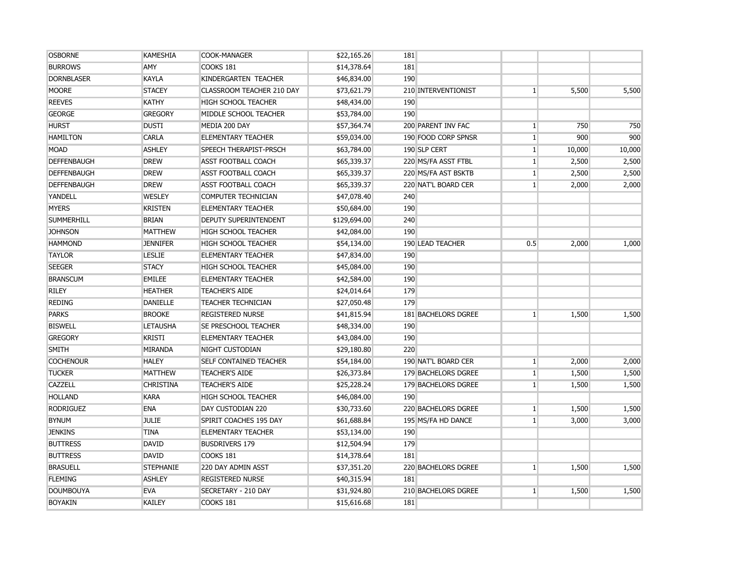| | | | | | | | | |
|---|---|---|---|---|---|---|---|---|
| OSBORNE | KAMESHIA | COOK-MANAGER | $22,165.26 | 181 | | | | |
| BURROWS | AMY | COOKS 181 | $14,378.64 | 181 | | | | |
| DORNBLASER | KAYLA | KINDERGARTEN TEACHER | $46,834.00 | 190 | | | | |
| MOORE | STACEY | CLASSROOM TEACHER 210 DAY | $73,621.79 | 210 | INTERVENTIONIST | 1 | 5,500 | 5,500 |
| REEVES | KATHY | HIGH SCHOOL TEACHER | $48,434.00 | 190 | | | | |
| GEORGE | GREGORY | MIDDLE SCHOOL TEACHER | $53,784.00 | 190 | | | | |
| HURST | DUSTI | MEDIA 200 DAY | $57,364.74 | 200 | PARENT INV FAC | 1 | 750 | 750 |
| HAMILTON | CARLA | ELEMENTARY TEACHER | $59,034.00 | 190 | FOOD CORP SPNSR | 1 | 900 | 900 |
| MOAD | ASHLEY | SPEECH THERAPIST-PRSCH | $63,784.00 | 190 | SLP CERT | 1 | 10,000 | 10,000 |
| DEFFENBAUGH | DREW | ASST FOOTBALL COACH | $65,339.37 | 220 | MS/FA ASST FTBL | 1 | 2,500 | 2,500 |
| DEFFENBAUGH | DREW | ASST FOOTBALL COACH | $65,339.37 | 220 | MS/FA AST BSKTB | 1 | 2,500 | 2,500 |
| DEFFENBAUGH | DREW | ASST FOOTBALL COACH | $65,339.37 | 220 | NAT'L BOARD CER | 1 | 2,000 | 2,000 |
| YANDELL | WESLEY | COMPUTER TECHNICIAN | $47,078.40 | 240 | | | | |
| MYERS | KRISTEN | ELEMENTARY TEACHER | $50,684.00 | 190 | | | | |
| SUMMERHILL | BRIAN | DEPUTY SUPERINTENDENT | $129,694.00 | 240 | | | | |
| JOHNSON | MATTHEW | HIGH SCHOOL TEACHER | $42,084.00 | 190 | | | | |
| HAMMOND | JENNIFER | HIGH SCHOOL TEACHER | $54,134.00 | 190 | LEAD TEACHER | 0.5 | 2,000 | 1,000 |
| TAYLOR | LESLIE | ELEMENTARY TEACHER | $47,834.00 | 190 | | | | |
| SEEGER | STACY | HIGH SCHOOL TEACHER | $45,084.00 | 190 | | | | |
| BRANSCUM | EMILEE | ELEMENTARY TEACHER | $42,584.00 | 190 | | | | |
| RILEY | HEATHER | TEACHER'S AIDE | $24,014.64 | 179 | | | | |
| REDING | DANIELLE | TEACHER TECHNICIAN | $27,050.48 | 179 | | | | |
| PARKS | BROOKE | REGISTERED NURSE | $41,815.94 | 181 | BACHELORS DGREE | 1 | 1,500 | 1,500 |
| BISWELL | LETAUSHA | SE PRESCHOOL TEACHER | $48,334.00 | 190 | | | | |
| GREGORY | KRISTI | ELEMENTARY TEACHER | $43,084.00 | 190 | | | | |
| SMITH | MIRANDA | NIGHT CUSTODIAN | $29,180.80 | 220 | | | | |
| COCHENOUR | HALEY | SELF CONTAINED TEACHER | $54,184.00 | 190 | NAT'L BOARD CER | 1 | 2,000 | 2,000 |
| TUCKER | MATTHEW | TEACHER'S AIDE | $26,373.84 | 179 | BACHELORS DGREE | 1 | 1,500 | 1,500 |
| CAZZELL | CHRISTINA | TEACHER'S AIDE | $25,228.24 | 179 | BACHELORS DGREE | 1 | 1,500 | 1,500 |
| HOLLAND | KARA | HIGH SCHOOL TEACHER | $46,084.00 | 190 | | | | |
| RODRIGUEZ | ENA | DAY CUSTODIAN 220 | $30,733.60 | 220 | BACHELORS DGREE | 1 | 1,500 | 1,500 |
| BYNUM | JULIE | SPIRIT COACHES 195 DAY | $61,688.84 | 195 | MS/FA HD DANCE | 1 | 3,000 | 3,000 |
| JENKINS | TINA | ELEMENTARY TEACHER | $53,134.00 | 190 | | | | |
| BUTTRESS | DAVID | BUSDRIVERS 179 | $12,504.94 | 179 | | | | |
| BUTTRESS | DAVID | COOKS 181 | $14,378.64 | 181 | | | | |
| BRASUELL | STEPHANIE | 220 DAY ADMIN ASST | $37,351.20 | 220 | BACHELORS DGREE | 1 | 1,500 | 1,500 |
| FLEMING | ASHLEY | REGISTERED NURSE | $40,315.94 | 181 | | | | |
| DOUMBOUYA | EVA | SECRETARY - 210 DAY | $31,924.80 | 210 | BACHELORS DGREE | 1 | 1,500 | 1,500 |
| BOYAKIN | KAILEY | COOKS 181 | $15,616.68 | 181 | | | | |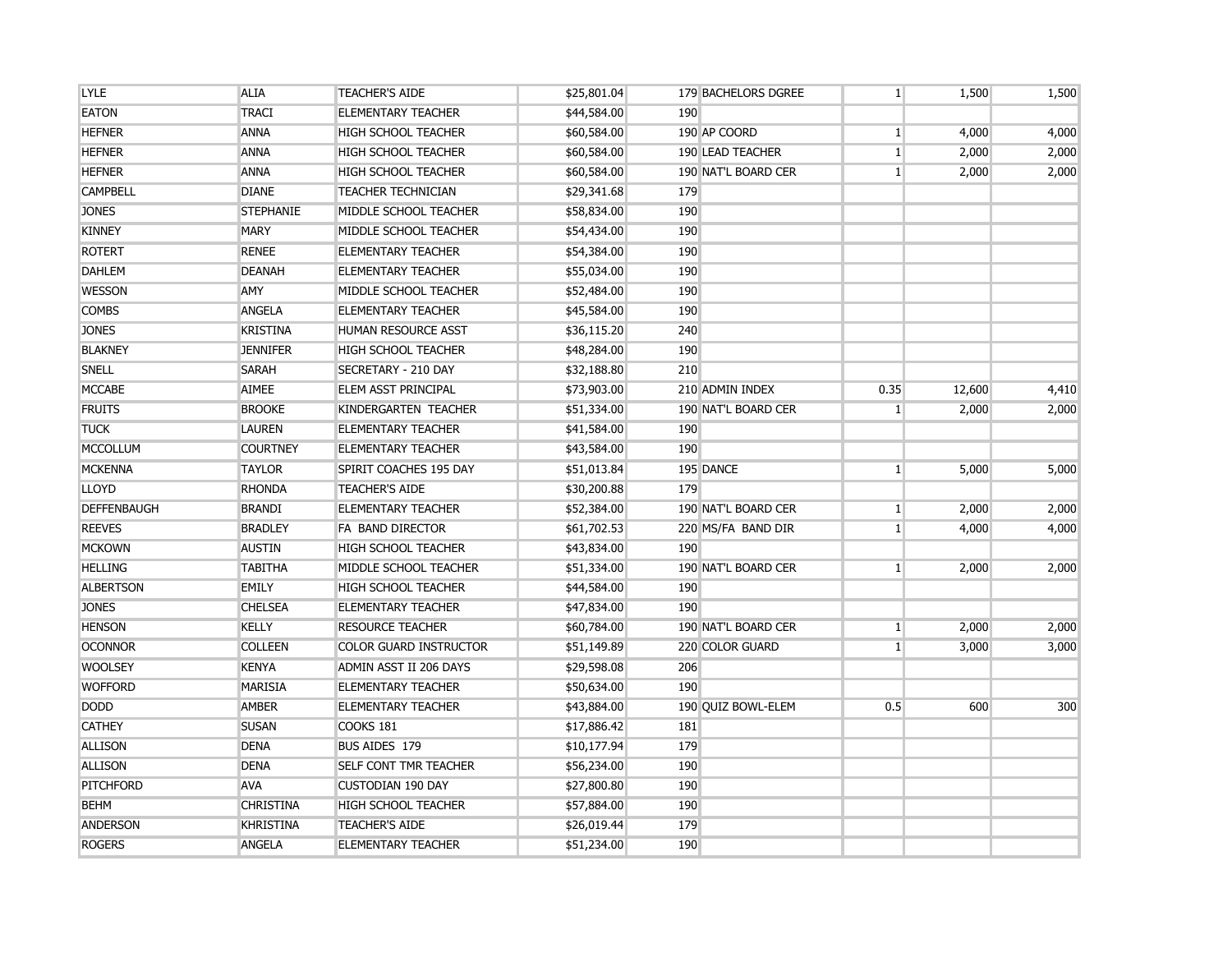| | | | | | | | | |
|---|---|---|---|---|---|---|---|---|
| LYLE | ALIA | TEACHER'S AIDE | $25,801.04 | 179 | BACHELORS DGREE | 1 | 1,500 | 1,500 |
| EATON | TRACI | ELEMENTARY TEACHER | $44,584.00 | 190 | | | | |
| HEFNER | ANNA | HIGH SCHOOL TEACHER | $60,584.00 | 190 | AP COORD | 1 | 4,000 | 4,000 |
| HEFNER | ANNA | HIGH SCHOOL TEACHER | $60,584.00 | 190 | LEAD TEACHER | 1 | 2,000 | 2,000 |
| HEFNER | ANNA | HIGH SCHOOL TEACHER | $60,584.00 | 190 | NAT'L BOARD CER | 1 | 2,000 | 2,000 |
| CAMPBELL | DIANE | TEACHER TECHNICIAN | $29,341.68 | 179 | | | | |
| JONES | STEPHANIE | MIDDLE SCHOOL TEACHER | $58,834.00 | 190 | | | | |
| KINNEY | MARY | MIDDLE SCHOOL TEACHER | $54,434.00 | 190 | | | | |
| ROTERT | RENEE | ELEMENTARY TEACHER | $54,384.00 | 190 | | | | |
| DAHLEM | DEANAH | ELEMENTARY TEACHER | $55,034.00 | 190 | | | | |
| WESSON | AMY | MIDDLE SCHOOL TEACHER | $52,484.00 | 190 | | | | |
| COMBS | ANGELA | ELEMENTARY TEACHER | $45,584.00 | 190 | | | | |
| JONES | KRISTINA | HUMAN RESOURCE ASST | $36,115.20 | 240 | | | | |
| BLAKNEY | JENNIFER | HIGH SCHOOL TEACHER | $48,284.00 | 190 | | | | |
| SNELL | SARAH | SECRETARY - 210 DAY | $32,188.80 | 210 | | | | |
| MCCABE | AIMEE | ELEM ASST PRINCIPAL | $73,903.00 | 210 | ADMIN INDEX | 0.35 | 12,600 | 4,410 |
| FRUITS | BROOKE | KINDERGARTEN TEACHER | $51,334.00 | 190 | NAT'L BOARD CER | 1 | 2,000 | 2,000 |
| TUCK | LAUREN | ELEMENTARY TEACHER | $41,584.00 | 190 | | | | |
| MCCOLLUM | COURTNEY | ELEMENTARY TEACHER | $43,584.00 | 190 | | | | |
| MCKENNA | TAYLOR | SPIRIT COACHES 195 DAY | $51,013.84 | 195 | DANCE | 1 | 5,000 | 5,000 |
| LLOYD | RHONDA | TEACHER'S AIDE | $30,200.88 | 179 | | | | |
| DEFFENBAUGH | BRANDI | ELEMENTARY TEACHER | $52,384.00 | 190 | NAT'L BOARD CER | 1 | 2,000 | 2,000 |
| REEVES | BRADLEY | FA BAND DIRECTOR | $61,702.53 | 220 | MS/FA BAND DIR | 1 | 4,000 | 4,000 |
| MCKOWN | AUSTIN | HIGH SCHOOL TEACHER | $43,834.00 | 190 | | | | |
| HELLING | TABITHA | MIDDLE SCHOOL TEACHER | $51,334.00 | 190 | NAT'L BOARD CER | 1 | 2,000 | 2,000 |
| ALBERTSON | EMILY | HIGH SCHOOL TEACHER | $44,584.00 | 190 | | | | |
| JONES | CHELSEA | ELEMENTARY TEACHER | $47,834.00 | 190 | | | | |
| HENSON | KELLY | RESOURCE TEACHER | $60,784.00 | 190 | NAT'L BOARD CER | 1 | 2,000 | 2,000 |
| OCONNOR | COLLEEN | COLOR GUARD INSTRUCTOR | $51,149.89 | 220 | COLOR GUARD | 1 | 3,000 | 3,000 |
| WOOLSEY | KENYA | ADMIN ASST II 206 DAYS | $29,598.08 | 206 | | | | |
| WOFFORD | MARISIA | ELEMENTARY TEACHER | $50,634.00 | 190 | | | | |
| DODD | AMBER | ELEMENTARY TEACHER | $43,884.00 | 190 | QUIZ BOWL-ELEM | 0.5 | 600 | 300 |
| CATHEY | SUSAN | COOKS 181 | $17,886.42 | 181 | | | | |
| ALLISON | DENA | BUS AIDES 179 | $10,177.94 | 179 | | | | |
| ALLISON | DENA | SELF CONT TMR TEACHER | $56,234.00 | 190 | | | | |
| PITCHFORD | AVA | CUSTODIAN 190 DAY | $27,800.80 | 190 | | | | |
| BEHM | CHRISTINA | HIGH SCHOOL TEACHER | $57,884.00 | 190 | | | | |
| ANDERSON | KHRISTINA | TEACHER'S AIDE | $26,019.44 | 179 | | | | |
| ROGERS | ANGELA | ELEMENTARY TEACHER | $51,234.00 | 190 | | | | |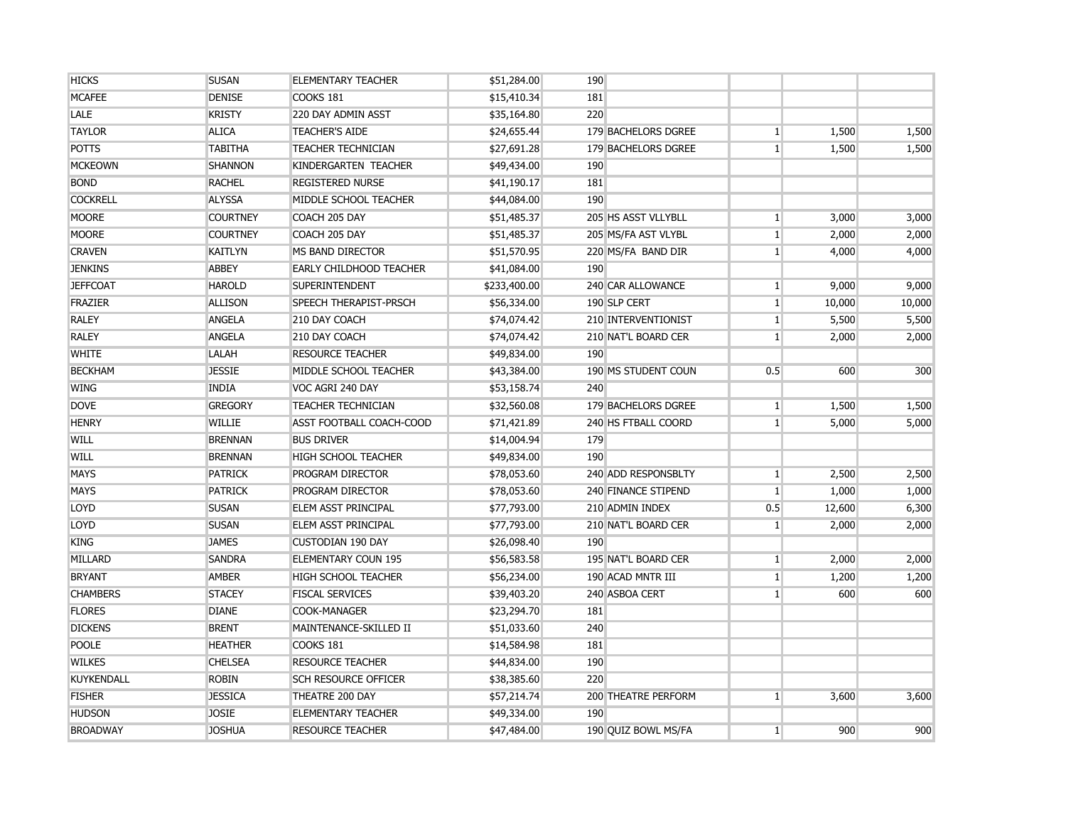| | | | | | | | | |
|---|---|---|---|---|---|---|---|---|
| HICKS | SUSAN | ELEMENTARY TEACHER | $51,284.00 | 190 | | | | |
| MCAFEE | DENISE | COOKS 181 | $15,410.34 | 181 | | | | |
| LALE | KRISTY | 220 DAY ADMIN ASST | $35,164.80 | 220 | | | | |
| TAYLOR | ALICA | TEACHER'S AIDE | $24,655.44 | 179 | BACHELORS DGREE | 1 | 1,500 | 1,500 |
| POTTS | TABITHA | TEACHER TECHNICIAN | $27,691.28 | 179 | BACHELORS DGREE | 1 | 1,500 | 1,500 |
| MCKEOWN | SHANNON | KINDERGARTEN TEACHER | $49,434.00 | 190 | | | | |
| BOND | RACHEL | REGISTERED NURSE | $41,190.17 | 181 | | | | |
| COCKRELL | ALYSSA | MIDDLE SCHOOL TEACHER | $44,084.00 | 190 | | | | |
| MOORE | COURTNEY | COACH 205 DAY | $51,485.37 | 205 | HS ASST VLLYBLL | 1 | 3,000 | 3,000 |
| MOORE | COURTNEY | COACH 205 DAY | $51,485.37 | 205 | MS/FA AST VLYBL | 1 | 2,000 | 2,000 |
| CRAVEN | KAITLYN | MS BAND DIRECTOR | $51,570.95 | 220 | MS/FA BAND DIR | 1 | 4,000 | 4,000 |
| JENKINS | ABBEY | EARLY CHILDHOOD TEACHER | $41,084.00 | 190 | | | | |
| JEFFCOAT | HAROLD | SUPERINTENDENT | $233,400.00 | 240 | CAR ALLOWANCE | 1 | 9,000 | 9,000 |
| FRAZIER | ALLISON | SPEECH THERAPIST-PRSCH | $56,334.00 | 190 | SLP CERT | 1 | 10,000 | 10,000 |
| RALEY | ANGELA | 210 DAY COACH | $74,074.42 | 210 | INTERVENTIONIST | 1 | 5,500 | 5,500 |
| RALEY | ANGELA | 210 DAY COACH | $74,074.42 | 210 | NAT'L BOARD CER | 1 | 2,000 | 2,000 |
| WHITE | LALAH | RESOURCE TEACHER | $49,834.00 | 190 | | | | |
| BECKHAM | JESSIE | MIDDLE SCHOOL TEACHER | $43,384.00 | 190 | MS STUDENT COUN | 0.5 | 600 | 300 |
| WING | INDIA | VOC AGRI 240 DAY | $53,158.74 | 240 | | | | |
| DOVE | GREGORY | TEACHER TECHNICIAN | $32,560.08 | 179 | BACHELORS DGREE | 1 | 1,500 | 1,500 |
| HENRY | WILLIE | ASST FOOTBALL COACH-COOD | $71,421.89 | 240 | HS FTBALL COORD | 1 | 5,000 | 5,000 |
| WILL | BRENNAN | BUS DRIVER | $14,004.94 | 179 | | | | |
| WILL | BRENNAN | HIGH SCHOOL TEACHER | $49,834.00 | 190 | | | | |
| MAYS | PATRICK | PROGRAM DIRECTOR | $78,053.60 | 240 | ADD RESPONSBLTY | 1 | 2,500 | 2,500 |
| MAYS | PATRICK | PROGRAM DIRECTOR | $78,053.60 | 240 | FINANCE STIPEND | 1 | 1,000 | 1,000 |
| LOYD | SUSAN | ELEM ASST PRINCIPAL | $77,793.00 | 210 | ADMIN INDEX | 0.5 | 12,600 | 6,300 |
| LOYD | SUSAN | ELEM ASST PRINCIPAL | $77,793.00 | 210 | NAT'L BOARD CER | 1 | 2,000 | 2,000 |
| KING | JAMES | CUSTODIAN 190 DAY | $26,098.40 | 190 | | | | |
| MILLARD | SANDRA | ELEMENTARY COUN 195 | $56,583.58 | 195 | NAT'L BOARD CER | 1 | 2,000 | 2,000 |
| BRYANT | AMBER | HIGH SCHOOL TEACHER | $56,234.00 | 190 | ACAD MNTR III | 1 | 1,200 | 1,200 |
| CHAMBERS | STACEY | FISCAL SERVICES | $39,403.20 | 240 | ASBOA CERT | 1 | 600 | 600 |
| FLORES | DIANE | COOK-MANAGER | $23,294.70 | 181 | | | | |
| DICKENS | BRENT | MAINTENANCE-SKILLED II | $51,033.60 | 240 | | | | |
| POOLE | HEATHER | COOKS 181 | $14,584.98 | 181 | | | | |
| WILKES | CHELSEA | RESOURCE TEACHER | $44,834.00 | 190 | | | | |
| KUYKENDALL | ROBIN | SCH RESOURCE OFFICER | $38,385.60 | 220 | | | | |
| FISHER | JESSICA | THEATRE 200 DAY | $57,214.74 | 200 | THEATRE PERFORM | 1 | 3,600 | 3,600 |
| HUDSON | JOSIE | ELEMENTARY TEACHER | $49,334.00 | 190 | | | | |
| BROADWAY | JOSHUA | RESOURCE TEACHER | $47,484.00 | 190 | QUIZ BOWL MS/FA | 1 | 900 | 900 |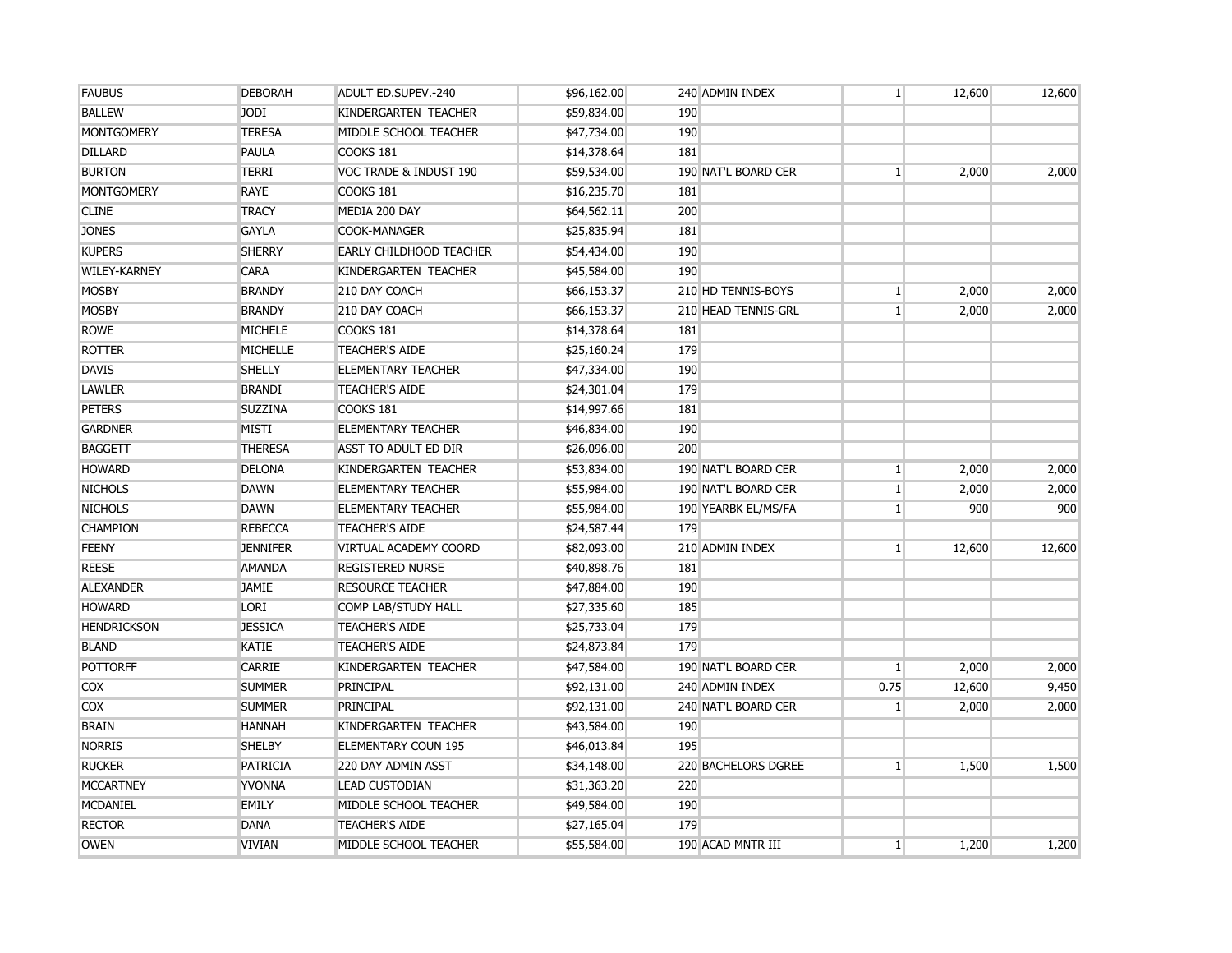| | | | | | | | | |
|---|---|---|---|---|---|---|---|---|
| FAUBUS | DEBORAH | ADULT ED.SUPEV.-240 | $96,162.00 | 240 | ADMIN INDEX | 1 | 12,600 | 12,600 |
| BALLEW | JODI | KINDERGARTEN TEACHER | $59,834.00 | 190 | | | | |
| MONTGOMERY | TERESA | MIDDLE SCHOOL TEACHER | $47,734.00 | 190 | | | | |
| DILLARD | PAULA | COOKS 181 | $14,378.64 | 181 | | | | |
| BURTON | TERRI | VOC TRADE & INDUST 190 | $59,534.00 | 190 | NAT'L BOARD CER | 1 | 2,000 | 2,000 |
| MONTGOMERY | RAYE | COOKS 181 | $16,235.70 | 181 | | | | |
| CLINE | TRACY | MEDIA 200 DAY | $64,562.11 | 200 | | | | |
| JONES | GAYLA | COOK-MANAGER | $25,835.94 | 181 | | | | |
| KUPERS | SHERRY | EARLY CHILDHOOD TEACHER | $54,434.00 | 190 | | | | |
| WILEY-KARNEY | CARA | KINDERGARTEN TEACHER | $45,584.00 | 190 | | | | |
| MOSBY | BRANDY | 210 DAY COACH | $66,153.37 | 210 | HD TENNIS-BOYS | 1 | 2,000 | 2,000 |
| MOSBY | BRANDY | 210 DAY COACH | $66,153.37 | 210 | HEAD TENNIS-GRL | 1 | 2,000 | 2,000 |
| ROWE | MICHELE | COOKS 181 | $14,378.64 | 181 | | | | |
| ROTTER | MICHELLE | TEACHER'S AIDE | $25,160.24 | 179 | | | | |
| DAVIS | SHELLY | ELEMENTARY TEACHER | $47,334.00 | 190 | | | | |
| LAWLER | BRANDI | TEACHER'S AIDE | $24,301.04 | 179 | | | | |
| PETERS | SUZZINA | COOKS 181 | $14,997.66 | 181 | | | | |
| GARDNER | MISTI | ELEMENTARY TEACHER | $46,834.00 | 190 | | | | |
| BAGGETT | THERESA | ASST TO ADULT ED DIR | $26,096.00 | 200 | | | | |
| HOWARD | DELONA | KINDERGARTEN TEACHER | $53,834.00 | 190 | NAT'L BOARD CER | 1 | 2,000 | 2,000 |
| NICHOLS | DAWN | ELEMENTARY TEACHER | $55,984.00 | 190 | NAT'L BOARD CER | 1 | 2,000 | 2,000 |
| NICHOLS | DAWN | ELEMENTARY TEACHER | $55,984.00 | 190 | YEARBK EL/MS/FA | 1 | 900 | 900 |
| CHAMPION | REBECCA | TEACHER'S AIDE | $24,587.44 | 179 | | | | |
| FEENY | JENNIFER | VIRTUAL ACADEMY COORD | $82,093.00 | 210 | ADMIN INDEX | 1 | 12,600 | 12,600 |
| REESE | AMANDA | REGISTERED NURSE | $40,898.76 | 181 | | | | |
| ALEXANDER | JAMIE | RESOURCE TEACHER | $47,884.00 | 190 | | | | |
| HOWARD | LORI | COMP LAB/STUDY HALL | $27,335.60 | 185 | | | | |
| HENDRICKSON | JESSICA | TEACHER'S AIDE | $25,733.04 | 179 | | | | |
| BLAND | KATIE | TEACHER'S AIDE | $24,873.84 | 179 | | | | |
| POTTORFF | CARRIE | KINDERGARTEN TEACHER | $47,584.00 | 190 | NAT'L BOARD CER | 1 | 2,000 | 2,000 |
| COX | SUMMER | PRINCIPAL | $92,131.00 | 240 | ADMIN INDEX | 0.75 | 12,600 | 9,450 |
| COX | SUMMER | PRINCIPAL | $92,131.00 | 240 | NAT'L BOARD CER | 1 | 2,000 | 2,000 |
| BRAIN | HANNAH | KINDERGARTEN TEACHER | $43,584.00 | 190 | | | | |
| NORRIS | SHELBY | ELEMENTARY COUN 195 | $46,013.84 | 195 | | | | |
| RUCKER | PATRICIA | 220 DAY ADMIN ASST | $34,148.00 | 220 | BACHELORS DGREE | 1 | 1,500 | 1,500 |
| MCCARTNEY | YVONNA | LEAD CUSTODIAN | $31,363.20 | 220 | | | | |
| MCDANIEL | EMILY | MIDDLE SCHOOL TEACHER | $49,584.00 | 190 | | | | |
| RECTOR | DANA | TEACHER'S AIDE | $27,165.04 | 179 | | | | |
| OWEN | VIVIAN | MIDDLE SCHOOL TEACHER | $55,584.00 | 190 | ACAD MNTR III | 1 | 1,200 | 1,200 |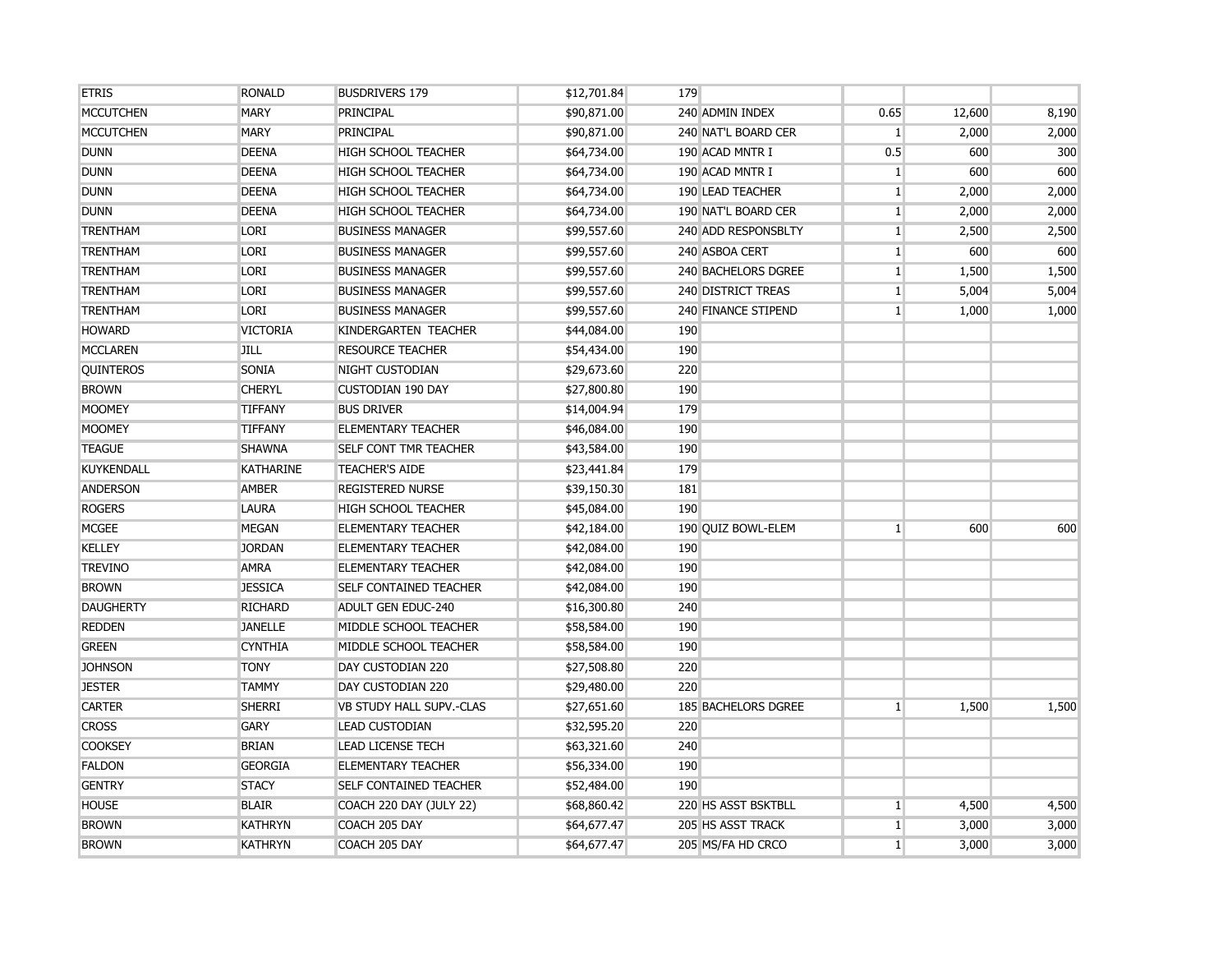| | | | | | | | | |
|---|---|---|---|---|---|---|---|---|
| ETRIS | RONALD | BUSDRIVERS 179 | $12,701.84 | 179 | | | | |
| MCCUTCHEN | MARY | PRINCIPAL | $90,871.00 | 240 | ADMIN INDEX | 0.65 | 12,600 | 8,190 |
| MCCUTCHEN | MARY | PRINCIPAL | $90,871.00 | 240 | NAT'L BOARD CER | 1 | 2,000 | 2,000 |
| DUNN | DEENA | HIGH SCHOOL TEACHER | $64,734.00 | 190 | ACAD MNTR I | 0.5 | 600 | 300 |
| DUNN | DEENA | HIGH SCHOOL TEACHER | $64,734.00 | 190 | ACAD MNTR I | 1 | 600 | 600 |
| DUNN | DEENA | HIGH SCHOOL TEACHER | $64,734.00 | 190 | LEAD TEACHER | 1 | 2,000 | 2,000 |
| DUNN | DEENA | HIGH SCHOOL TEACHER | $64,734.00 | 190 | NAT'L BOARD CER | 1 | 2,000 | 2,000 |
| TRENTHAM | LORI | BUSINESS MANAGER | $99,557.60 | 240 | ADD RESPONSBLTY | 1 | 2,500 | 2,500 |
| TRENTHAM | LORI | BUSINESS MANAGER | $99,557.60 | 240 | ASBOA CERT | 1 | 600 | 600 |
| TRENTHAM | LORI | BUSINESS MANAGER | $99,557.60 | 240 | BACHELORS DGREE | 1 | 1,500 | 1,500 |
| TRENTHAM | LORI | BUSINESS MANAGER | $99,557.60 | 240 | DISTRICT TREAS | 1 | 5,004 | 5,004 |
| TRENTHAM | LORI | BUSINESS MANAGER | $99,557.60 | 240 | FINANCE STIPEND | 1 | 1,000 | 1,000 |
| HOWARD | VICTORIA | KINDERGARTEN TEACHER | $44,084.00 | 190 | | | | |
| MCCLAREN | JILL | RESOURCE TEACHER | $54,434.00 | 190 | | | | |
| QUINTEROS | SONIA | NIGHT CUSTODIAN | $29,673.60 | 220 | | | | |
| BROWN | CHERYL | CUSTODIAN 190 DAY | $27,800.80 | 190 | | | | |
| MOOMEY | TIFFANY | BUS DRIVER | $14,004.94 | 179 | | | | |
| MOOMEY | TIFFANY | ELEMENTARY TEACHER | $46,084.00 | 190 | | | | |
| TEAGUE | SHAWNA | SELF CONT TMR TEACHER | $43,584.00 | 190 | | | | |
| KUYKENDALL | KATHARINE | TEACHER'S AIDE | $23,441.84 | 179 | | | | |
| ANDERSON | AMBER | REGISTERED NURSE | $39,150.30 | 181 | | | | |
| ROGERS | LAURA | HIGH SCHOOL TEACHER | $45,084.00 | 190 | | | | |
| MCGEE | MEGAN | ELEMENTARY TEACHER | $42,184.00 | 190 | QUIZ BOWL-ELEM | 1 | 600 | 600 |
| KELLEY | JORDAN | ELEMENTARY TEACHER | $42,084.00 | 190 | | | | |
| TREVINO | AMRA | ELEMENTARY TEACHER | $42,084.00 | 190 | | | | |
| BROWN | JESSICA | SELF CONTAINED TEACHER | $42,084.00 | 190 | | | | |
| DAUGHERTY | RICHARD | ADULT GEN EDUC-240 | $16,300.80 | 240 | | | | |
| REDDEN | JANELLE | MIDDLE SCHOOL TEACHER | $58,584.00 | 190 | | | | |
| GREEN | CYNTHIA | MIDDLE SCHOOL TEACHER | $58,584.00 | 190 | | | | |
| JOHNSON | TONY | DAY CUSTODIAN 220 | $27,508.80 | 220 | | | | |
| JESTER | TAMMY | DAY CUSTODIAN 220 | $29,480.00 | 220 | | | | |
| CARTER | SHERRI | VB STUDY HALL SUPV.-CLAS | $27,651.60 | 185 | BACHELORS DGREE | 1 | 1,500 | 1,500 |
| CROSS | GARY | LEAD CUSTODIAN | $32,595.20 | 220 | | | | |
| COOKSEY | BRIAN | LEAD LICENSE TECH | $63,321.60 | 240 | | | | |
| FALDON | GEORGIA | ELEMENTARY TEACHER | $56,334.00 | 190 | | | | |
| GENTRY | STACY | SELF CONTAINED TEACHER | $52,484.00 | 190 | | | | |
| HOUSE | BLAIR | COACH 220 DAY (JULY 22) | $68,860.42 | 220 | HS ASST BSKTBLL | 1 | 4,500 | 4,500 |
| BROWN | KATHRYN | COACH 205 DAY | $64,677.47 | 205 | HS ASST TRACK | 1 | 3,000 | 3,000 |
| BROWN | KATHRYN | COACH 205 DAY | $64,677.47 | 205 | MS/FA HD CRCO | 1 | 3,000 | 3,000 |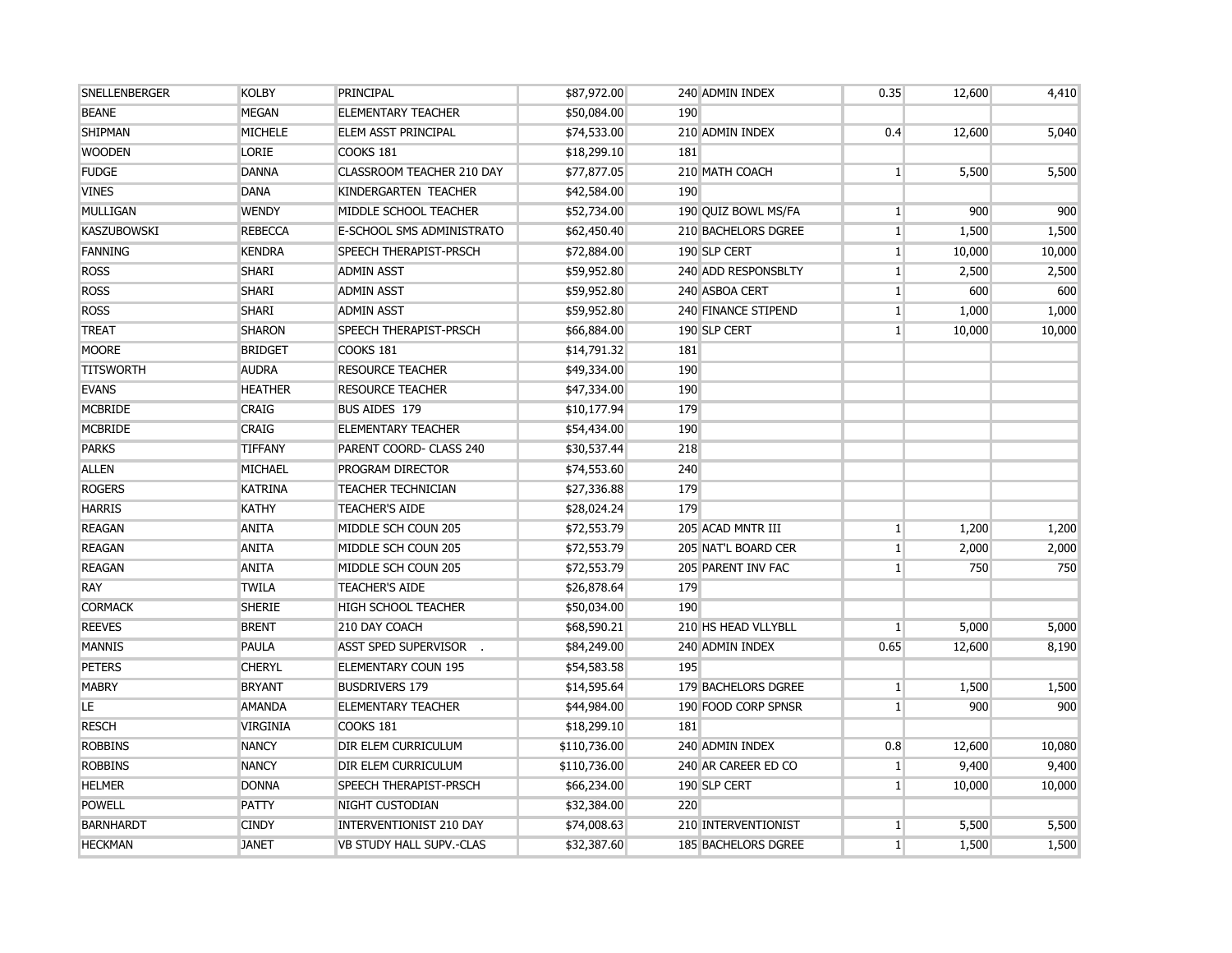| | | | | | | | | |
|---|---|---|---|---|---|---|---|---|
| SNELLENBERGER | KOLBY | PRINCIPAL | $87,972.00 | 240 | ADMIN INDEX | 0.35 | 12,600 | 4,410 |
| BEANE | MEGAN | ELEMENTARY TEACHER | $50,084.00 | 190 | | | | |
| SHIPMAN | MICHELE | ELEM ASST PRINCIPAL | $74,533.00 | 210 | ADMIN INDEX | 0.4 | 12,600 | 5,040 |
| WOODEN | LORIE | COOKS 181 | $18,299.10 | 181 | | | | |
| FUDGE | DANNA | CLASSROOM TEACHER 210 DAY | $77,877.05 | 210 | MATH COACH | 1 | 5,500 | 5,500 |
| VINES | DANA | KINDERGARTEN TEACHER | $42,584.00 | 190 | | | | |
| MULLIGAN | WENDY | MIDDLE SCHOOL TEACHER | $52,734.00 | 190 | QUIZ BOWL MS/FA | 1 | 900 | 900 |
| KASZUBOWSKI | REBECCA | E-SCHOOL SMS ADMINISTRATO | $62,450.40 | 210 | BACHELORS DGREE | 1 | 1,500 | 1,500 |
| FANNING | KENDRA | SPEECH THERAPIST-PRSCH | $72,884.00 | 190 | SLP CERT | 1 | 10,000 | 10,000 |
| ROSS | SHARI | ADMIN ASST | $59,952.80 | 240 | ADD RESPONSBLTY | 1 | 2,500 | 2,500 |
| ROSS | SHARI | ADMIN ASST | $59,952.80 | 240 | ASBOA CERT | 1 | 600 | 600 |
| ROSS | SHARI | ADMIN ASST | $59,952.80 | 240 | FINANCE STIPEND | 1 | 1,000 | 1,000 |
| TREAT | SHARON | SPEECH THERAPIST-PRSCH | $66,884.00 | 190 | SLP CERT | 1 | 10,000 | 10,000 |
| MOORE | BRIDGET | COOKS 181 | $14,791.32 | 181 | | | | |
| TITSWORTH | AUDRA | RESOURCE TEACHER | $49,334.00 | 190 | | | | |
| EVANS | HEATHER | RESOURCE TEACHER | $47,334.00 | 190 | | | | |
| MCBRIDE | CRAIG | BUS AIDES 179 | $10,177.94 | 179 | | | | |
| MCBRIDE | CRAIG | ELEMENTARY TEACHER | $54,434.00 | 190 | | | | |
| PARKS | TIFFANY | PARENT COORD- CLASS 240 | $30,537.44 | 218 | | | | |
| ALLEN | MICHAEL | PROGRAM DIRECTOR | $74,553.60 | 240 | | | | |
| ROGERS | KATRINA | TEACHER TECHNICIAN | $27,336.88 | 179 | | | | |
| HARRIS | KATHY | TEACHER'S AIDE | $28,024.24 | 179 | | | | |
| REAGAN | ANITA | MIDDLE SCH COUN 205 | $72,553.79 | 205 | ACAD MNTR III | 1 | 1,200 | 1,200 |
| REAGAN | ANITA | MIDDLE SCH COUN 205 | $72,553.79 | 205 | NAT'L BOARD CER | 1 | 2,000 | 2,000 |
| REAGAN | ANITA | MIDDLE SCH COUN 205 | $72,553.79 | 205 | PARENT INV FAC | 1 | 750 | 750 |
| RAY | TWILA | TEACHER'S AIDE | $26,878.64 | 179 | | | | |
| CORMACK | SHERIE | HIGH SCHOOL TEACHER | $50,034.00 | 190 | | | | |
| REEVES | BRENT | 210 DAY COACH | $68,590.21 | 210 | HS HEAD VLLYBLL | 1 | 5,000 | 5,000 |
| MANNIS | PAULA | ASST SPED SUPERVISOR . | $84,249.00 | 240 | ADMIN INDEX | 0.65 | 12,600 | 8,190 |
| PETERS | CHERYL | ELEMENTARY COUN 195 | $54,583.58 | 195 | | | | |
| MABRY | BRYANT | BUSDRIVERS 179 | $14,595.64 | 179 | BACHELORS DGREE | 1 | 1,500 | 1,500 |
| LE | AMANDA | ELEMENTARY TEACHER | $44,984.00 | 190 | FOOD CORP SPNSR | 1 | 900 | 900 |
| RESCH | VIRGINIA | COOKS 181 | $18,299.10 | 181 | | | | |
| ROBBINS | NANCY | DIR ELEM CURRICULUM | $110,736.00 | 240 | ADMIN INDEX | 0.8 | 12,600 | 10,080 |
| ROBBINS | NANCY | DIR ELEM CURRICULUM | $110,736.00 | 240 | AR CAREER ED CO | 1 | 9,400 | 9,400 |
| HELMER | DONNA | SPEECH THERAPIST-PRSCH | $66,234.00 | 190 | SLP CERT | 1 | 10,000 | 10,000 |
| POWELL | PATTY | NIGHT CUSTODIAN | $32,384.00 | 220 | | | | |
| BARNHARDT | CINDY | INTERVENTIONIST 210 DAY | $74,008.63 | 210 | INTERVENTIONIST | 1 | 5,500 | 5,500 |
| HECKMAN | JANET | VB STUDY HALL SUPV.-CLAS | $32,387.60 | 185 | BACHELORS DGREE | 1 | 1,500 | 1,500 |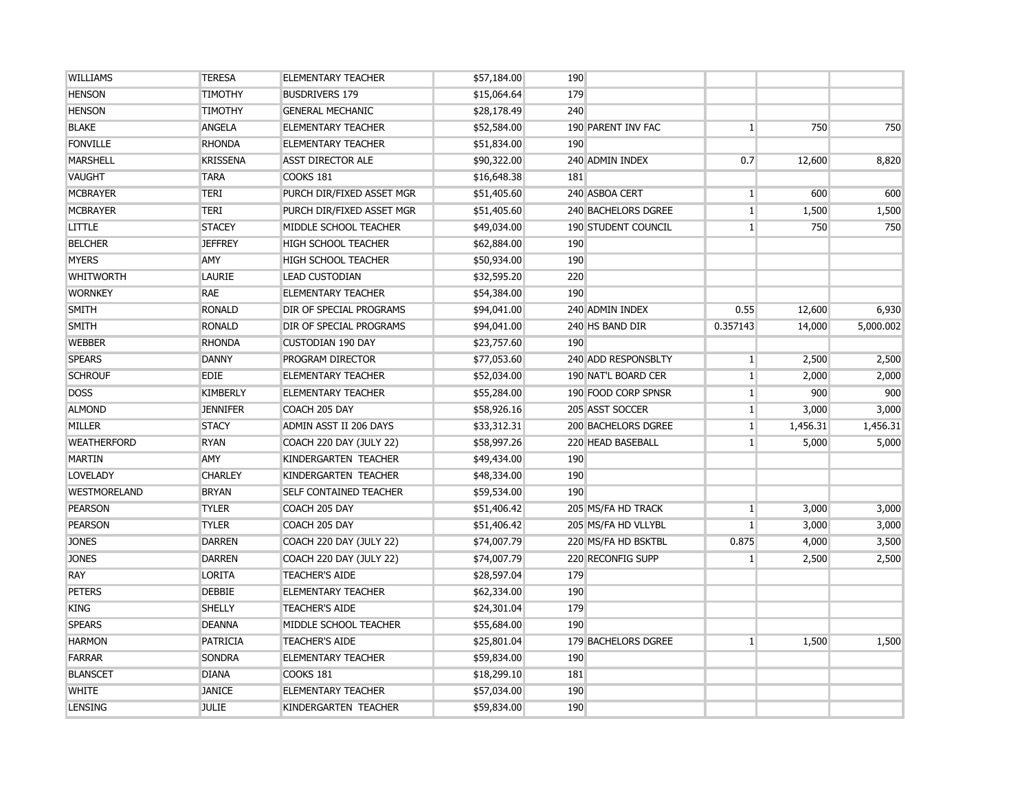| | | | | | | | | |
|---|---|---|---|---|---|---|---|---|
| WILLIAMS | TERESA | ELEMENTARY TEACHER | $57,184.00 | 190 | | | | |
| HENSON | TIMOTHY | BUSDRIVERS 179 | $15,064.64 | 179 | | | | |
| HENSON | TIMOTHY | GENERAL MECHANIC | $28,178.49 | 240 | | | | |
| BLAKE | ANGELA | ELEMENTARY TEACHER | $52,584.00 | 190 | PARENT INV FAC | 1 | 750 | 750 |
| FONVILLE | RHONDA | ELEMENTARY TEACHER | $51,834.00 | 190 | | | | |
| MARSHELL | KRISSENA | ASST DIRECTOR ALE | $90,322.00 | 240 | ADMIN INDEX | 0.7 | 12,600 | 8,820 |
| VAUGHT | TARA | COOKS 181 | $16,648.38 | 181 | | | | |
| MCBRAYER | TERI | PURCH DIR/FIXED ASSET MGR | $51,405.60 | 240 | ASBOA CERT | 1 | 600 | 600 |
| MCBRAYER | TERI | PURCH DIR/FIXED ASSET MGR | $51,405.60 | 240 | BACHELORS DGREE | 1 | 1,500 | 1,500 |
| LITTLE | STACEY | MIDDLE SCHOOL TEACHER | $49,034.00 | 190 | STUDENT COUNCIL | 1 | 750 | 750 |
| BELCHER | JEFFREY | HIGH SCHOOL TEACHER | $62,884.00 | 190 | | | | |
| MYERS | AMY | HIGH SCHOOL TEACHER | $50,934.00 | 190 | | | | |
| WHITWORTH | LAURIE | LEAD CUSTODIAN | $32,595.20 | 220 | | | | |
| WORNKEY | RAE | ELEMENTARY TEACHER | $54,384.00 | 190 | | | | |
| SMITH | RONALD | DIR OF SPECIAL PROGRAMS | $94,041.00 | 240 | ADMIN INDEX | 0.55 | 12,600 | 6,930 |
| SMITH | RONALD | DIR OF SPECIAL PROGRAMS | $94,041.00 | 240 | HS BAND DIR | 0.357143 | 14,000 | 5,000.002 |
| WEBBER | RHONDA | CUSTODIAN 190 DAY | $23,757.60 | 190 | | | | |
| SPEARS | DANNY | PROGRAM DIRECTOR | $77,053.60 | 240 | ADD RESPONSBLTY | 1 | 2,500 | 2,500 |
| SCHROUF | EDIE | ELEMENTARY TEACHER | $52,034.00 | 190 | NAT'L BOARD CER | 1 | 2,000 | 2,000 |
| DOSS | KIMBERLY | ELEMENTARY TEACHER | $55,284.00 | 190 | FOOD CORP SPNSR | 1 | 900 | 900 |
| ALMOND | JENNIFER | COACH 205 DAY | $58,926.16 | 205 | ASST SOCCER | 1 | 3,000 | 3,000 |
| MILLER | STACY | ADMIN ASST II 206 DAYS | $33,312.31 | 200 | BACHELORS DGREE | 1 | 1,456.31 | 1,456.31 |
| WEATHERFORD | RYAN | COACH 220 DAY (JULY 22) | $58,997.26 | 220 | HEAD BASEBALL | 1 | 5,000 | 5,000 |
| MARTIN | AMY | KINDERGARTEN TEACHER | $49,434.00 | 190 | | | | |
| LOVELADY | CHARLEY | KINDERGARTEN TEACHER | $48,334.00 | 190 | | | | |
| WESTMORELAND | BRYAN | SELF CONTAINED TEACHER | $59,534.00 | 190 | | | | |
| PEARSON | TYLER | COACH 205 DAY | $51,406.42 | 205 | MS/FA HD TRACK | 1 | 3,000 | 3,000 |
| PEARSON | TYLER | COACH 205 DAY | $51,406.42 | 205 | MS/FA HD VLLYBL | 1 | 3,000 | 3,000 |
| JONES | DARREN | COACH 220 DAY (JULY 22) | $74,007.79 | 220 | MS/FA HD BSKTBL | 0.875 | 4,000 | 3,500 |
| JONES | DARREN | COACH 220 DAY (JULY 22) | $74,007.79 | 220 | RECONFIG SUPP | 1 | 2,500 | 2,500 |
| RAY | LORITA | TEACHER'S AIDE | $28,597.04 | 179 | | | | |
| PETERS | DEBBIE | ELEMENTARY TEACHER | $62,334.00 | 190 | | | | |
| KING | SHELLY | TEACHER'S AIDE | $24,301.04 | 179 | | | | |
| SPEARS | DEANNA | MIDDLE SCHOOL TEACHER | $55,684.00 | 190 | | | | |
| HARMON | PATRICIA | TEACHER'S AIDE | $25,801.04 | 179 | BACHELORS DGREE | 1 | 1,500 | 1,500 |
| FARRAR | SONDRA | ELEMENTARY TEACHER | $59,834.00 | 190 | | | | |
| BLANSCET | DIANA | COOKS 181 | $18,299.10 | 181 | | | | |
| WHITE | JANICE | ELEMENTARY TEACHER | $57,034.00 | 190 | | | | |
| LENSING | JULIE | KINDERGARTEN TEACHER | $59,834.00 | 190 | | | | |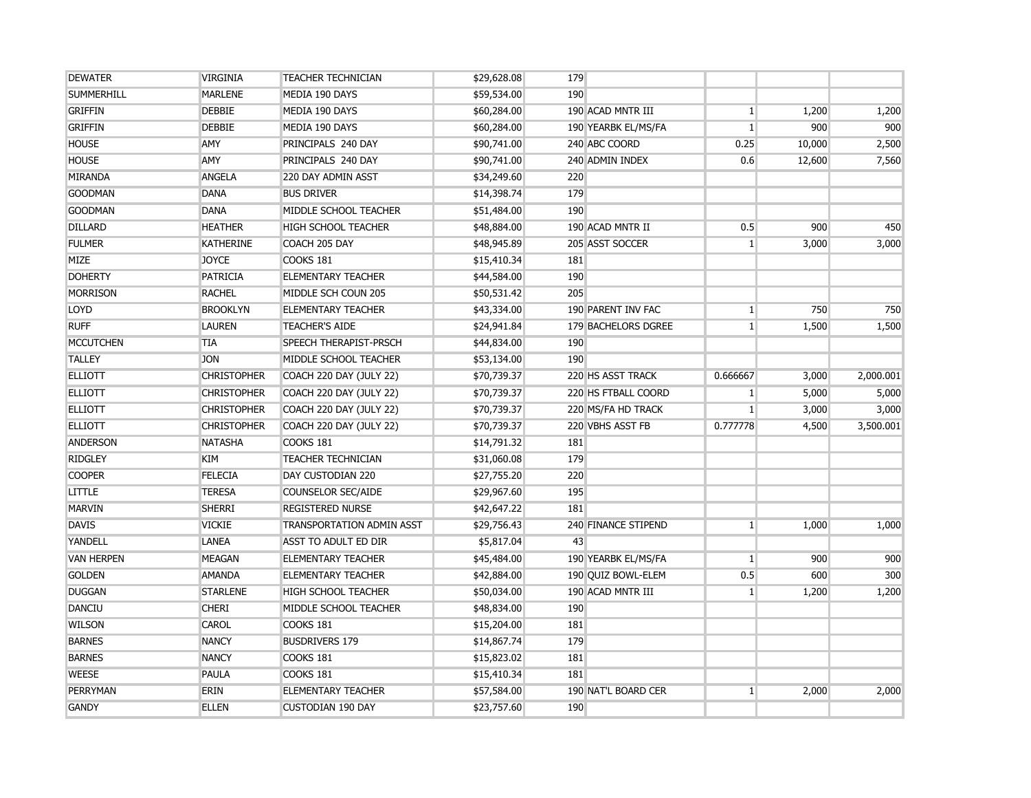| | | | | | | | | |
|---|---|---|---|---|---|---|---|---|
| DEWATER | VIRGINIA | TEACHER TECHNICIAN | $29,628.08 | 179 | | | | |
| SUMMERHILL | MARLENE | MEDIA 190 DAYS | $59,534.00 | 190 | | | | |
| GRIFFIN | DEBBIE | MEDIA 190 DAYS | $60,284.00 | 190 | ACAD MNTR III | 1 | 1,200 | 1,200 |
| GRIFFIN | DEBBIE | MEDIA 190 DAYS | $60,284.00 | 190 | YEARBK EL/MS/FA | 1 | 900 | 900 |
| HOUSE | AMY | PRINCIPALS 240 DAY | $90,741.00 | 240 | ABC COORD | 0.25 | 10,000 | 2,500 |
| HOUSE | AMY | PRINCIPALS 240 DAY | $90,741.00 | 240 | ADMIN INDEX | 0.6 | 12,600 | 7,560 |
| MIRANDA | ANGELA | 220 DAY ADMIN ASST | $34,249.60 | 220 | | | | |
| GOODMAN | DANA | BUS DRIVER | $14,398.74 | 179 | | | | |
| GOODMAN | DANA | MIDDLE SCHOOL TEACHER | $51,484.00 | 190 | | | | |
| DILLARD | HEATHER | HIGH SCHOOL TEACHER | $48,884.00 | 190 | ACAD MNTR II | 0.5 | 900 | 450 |
| FULMER | KATHERINE | COACH 205 DAY | $48,945.89 | 205 | ASST SOCCER | 1 | 3,000 | 3,000 |
| MIZE | JOYCE | COOKS 181 | $15,410.34 | 181 | | | | |
| DOHERTY | PATRICIA | ELEMENTARY TEACHER | $44,584.00 | 190 | | | | |
| MORRISON | RACHEL | MIDDLE SCH COUN 205 | $50,531.42 | 205 | | | | |
| LOYD | BROOKLYN | ELEMENTARY TEACHER | $43,334.00 | 190 | PARENT INV FAC | 1 | 750 | 750 |
| RUFF | LAUREN | TEACHER'S AIDE | $24,941.84 | 179 | BACHELORS DGREE | 1 | 1,500 | 1,500 |
| MCCUTCHEN | TIA | SPEECH THERAPIST-PRSCH | $44,834.00 | 190 | | | | |
| TALLEY | JON | MIDDLE SCHOOL TEACHER | $53,134.00 | 190 | | | | |
| ELLIOTT | CHRISTOPHER | COACH 220 DAY (JULY 22) | $70,739.37 | 220 | HS ASST TRACK | 0.666667 | 3,000 | 2,000.001 |
| ELLIOTT | CHRISTOPHER | COACH 220 DAY (JULY 22) | $70,739.37 | 220 | HS FTBALL COORD | 1 | 5,000 | 5,000 |
| ELLIOTT | CHRISTOPHER | COACH 220 DAY (JULY 22) | $70,739.37 | 220 | MS/FA HD TRACK | 1 | 3,000 | 3,000 |
| ELLIOTT | CHRISTOPHER | COACH 220 DAY (JULY 22) | $70,739.37 | 220 | VBHS ASST FB | 0.777778 | 4,500 | 3,500.001 |
| ANDERSON | NATASHA | COOKS 181 | $14,791.32 | 181 | | | | |
| RIDGLEY | KIM | TEACHER TECHNICIAN | $31,060.08 | 179 | | | | |
| COOPER | FELECIA | DAY CUSTODIAN 220 | $27,755.20 | 220 | | | | |
| LITTLE | TERESA | COUNSELOR SEC/AIDE | $29,967.60 | 195 | | | | |
| MARVIN | SHERRI | REGISTERED NURSE | $42,647.22 | 181 | | | | |
| DAVIS | VICKIE | TRANSPORTATION ADMIN ASST | $29,756.43 | 240 | FINANCE STIPEND | 1 | 1,000 | 1,000 |
| YANDELL | LANEA | ASST TO ADULT ED DIR | $5,817.04 | 43 | | | | |
| VAN HERPEN | MEAGAN | ELEMENTARY TEACHER | $45,484.00 | 190 | YEARBK EL/MS/FA | 1 | 900 | 900 |
| GOLDEN | AMANDA | ELEMENTARY TEACHER | $42,884.00 | 190 | QUIZ BOWL-ELEM | 0.5 | 600 | 300 |
| DUGGAN | STARLENE | HIGH SCHOOL TEACHER | $50,034.00 | 190 | ACAD MNTR III | 1 | 1,200 | 1,200 |
| DANCIU | CHERI | MIDDLE SCHOOL TEACHER | $48,834.00 | 190 | | | | |
| WILSON | CAROL | COOKS 181 | $15,204.00 | 181 | | | | |
| BARNES | NANCY | BUSDRIVERS 179 | $14,867.74 | 179 | | | | |
| BARNES | NANCY | COOKS 181 | $15,823.02 | 181 | | | | |
| WEESE | PAULA | COOKS 181 | $15,410.34 | 181 | | | | |
| PERRYMAN | ERIN | ELEMENTARY TEACHER | $57,584.00 | 190 | NAT'L BOARD CER | 1 | 2,000 | 2,000 |
| GANDY | ELLEN | CUSTODIAN 190 DAY | $23,757.60 | 190 | | | | |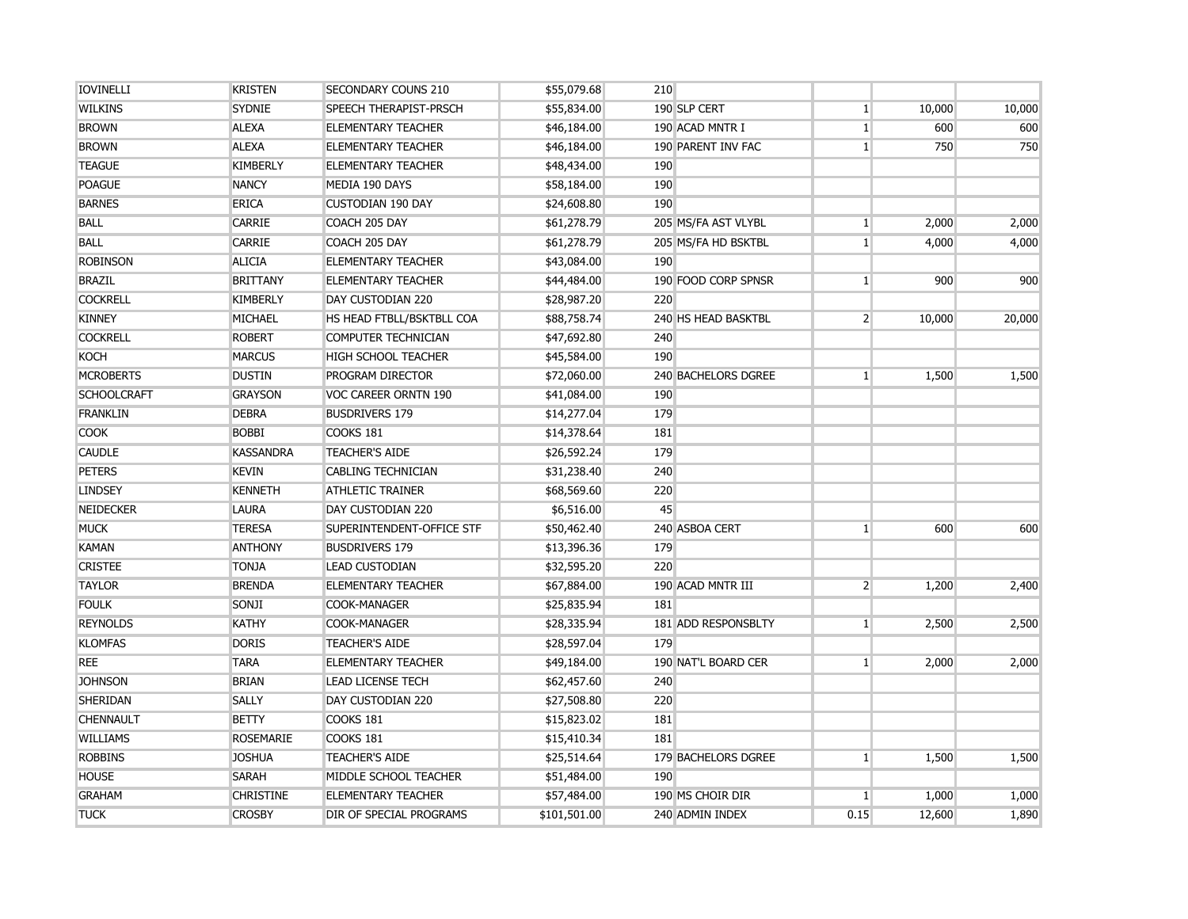| | | | | | | | | |
|---|---|---|---|---|---|---|---|---|
| IOVINELLI | KRISTEN | SECONDARY COUNS 210 | $55,079.68 | 210 | | | | |
| WILKINS | SYDNIE | SPEECH THERAPIST-PRSCH | $55,834.00 | 190 | SLP CERT | 1 | 10,000 | 10,000 |
| BROWN | ALEXA | ELEMENTARY TEACHER | $46,184.00 | 190 | ACAD MNTR I | 1 | 600 | 600 |
| BROWN | ALEXA | ELEMENTARY TEACHER | $46,184.00 | 190 | PARENT INV FAC | 1 | 750 | 750 |
| TEAGUE | KIMBERLY | ELEMENTARY TEACHER | $48,434.00 | 190 | | | | |
| POAGUE | NANCY | MEDIA 190 DAYS | $58,184.00 | 190 | | | | |
| BARNES | ERICA | CUSTODIAN 190 DAY | $24,608.80 | 190 | | | | |
| BALL | CARRIE | COACH 205 DAY | $61,278.79 | 205 | MS/FA AST VLYBL | 1 | 2,000 | 2,000 |
| BALL | CARRIE | COACH 205 DAY | $61,278.79 | 205 | MS/FA HD BSKTBL | 1 | 4,000 | 4,000 |
| ROBINSON | ALICIA | ELEMENTARY TEACHER | $43,084.00 | 190 | | | | |
| BRAZIL | BRITTANY | ELEMENTARY TEACHER | $44,484.00 | 190 | FOOD CORP SPNSR | 1 | 900 | 900 |
| COCKRELL | KIMBERLY | DAY CUSTODIAN 220 | $28,987.20 | 220 | | | | |
| KINNEY | MICHAEL | HS HEAD FTBLL/BSKTBLL COA | $88,758.74 | 240 | HS HEAD BASKTBL | 2 | 10,000 | 20,000 |
| COCKRELL | ROBERT | COMPUTER TECHNICIAN | $47,692.80 | 240 | | | | |
| KOCH | MARCUS | HIGH SCHOOL TEACHER | $45,584.00 | 190 | | | | |
| MCROBERTS | DUSTIN | PROGRAM DIRECTOR | $72,060.00 | 240 | BACHELORS DGREE | 1 | 1,500 | 1,500 |
| SCHOOLCRAFT | GRAYSON | VOC CAREER ORNTN 190 | $41,084.00 | 190 | | | | |
| FRANKLIN | DEBRA | BUSDRIVERS 179 | $14,277.04 | 179 | | | | |
| COOK | BOBBI | COOKS 181 | $14,378.64 | 181 | | | | |
| CAUDLE | KASSANDRA | TEACHER'S AIDE | $26,592.24 | 179 | | | | |
| PETERS | KEVIN | CABLING TECHNICIAN | $31,238.40 | 240 | | | | |
| LINDSEY | KENNETH | ATHLETIC TRAINER | $68,569.60 | 220 | | | | |
| NEIDECKER | LAURA | DAY CUSTODIAN 220 | $6,516.00 | 45 | | | | |
| MUCK | TERESA | SUPERINTENDENT-OFFICE STF | $50,462.40 | 240 | ASBOA CERT | 1 | 600 | 600 |
| KAMAN | ANTHONY | BUSDRIVERS 179 | $13,396.36 | 179 | | | | |
| CRISTEE | TONJA | LEAD CUSTODIAN | $32,595.20 | 220 | | | | |
| TAYLOR | BRENDA | ELEMENTARY TEACHER | $67,884.00 | 190 | ACAD MNTR III | 2 | 1,200 | 2,400 |
| FOULK | SONJI | COOK-MANAGER | $25,835.94 | 181 | | | | |
| REYNOLDS | KATHY | COOK-MANAGER | $28,335.94 | 181 | ADD RESPONSBLTY | 1 | 2,500 | 2,500 |
| KLOMFAS | DORIS | TEACHER'S AIDE | $28,597.04 | 179 | | | | |
| REE | TARA | ELEMENTARY TEACHER | $49,184.00 | 190 | NAT'L BOARD CER | 1 | 2,000 | 2,000 |
| JOHNSON | BRIAN | LEAD LICENSE TECH | $62,457.60 | 240 | | | | |
| SHERIDAN | SALLY | DAY CUSTODIAN 220 | $27,508.80 | 220 | | | | |
| CHENNAULT | BETTY | COOKS 181 | $15,823.02 | 181 | | | | |
| WILLIAMS | ROSEMARIE | COOKS 181 | $15,410.34 | 181 | | | | |
| ROBBINS | JOSHUA | TEACHER'S AIDE | $25,514.64 | 179 | BACHELORS DGREE | 1 | 1,500 | 1,500 |
| HOUSE | SARAH | MIDDLE SCHOOL TEACHER | $51,484.00 | 190 | | | | |
| GRAHAM | CHRISTINE | ELEMENTARY TEACHER | $57,484.00 | 190 | MS CHOIR DIR | 1 | 1,000 | 1,000 |
| TUCK | CROSBY | DIR OF SPECIAL PROGRAMS | $101,501.00 | 240 | ADMIN INDEX | 0.15 | 12,600 | 1,890 |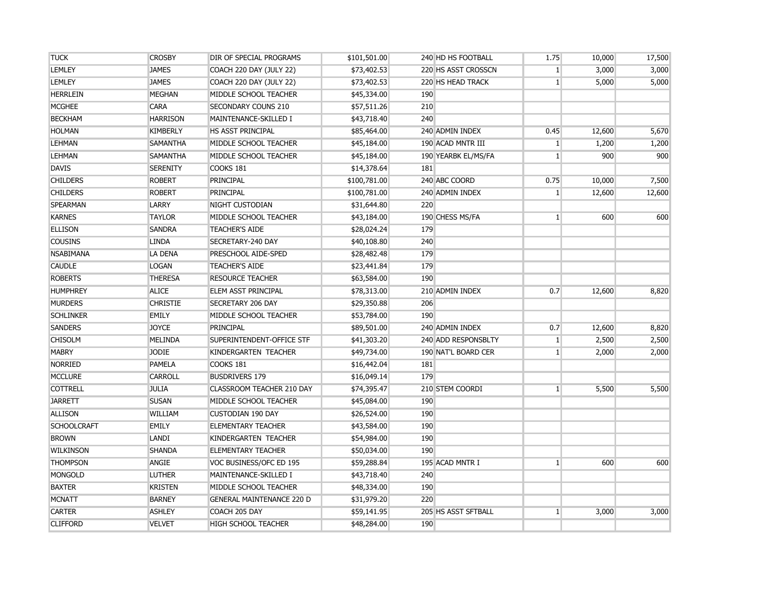| | | | | | | | | |
|---|---|---|---|---|---|---|---|---|
| TUCK | CROSBY | DIR OF SPECIAL PROGRAMS | $101,501.00 | 240 | HD HS FOOTBALL | 1.75 | 10,000 | 17,500 |
| LEMLEY | JAMES | COACH 220 DAY (JULY 22) | $73,402.53 | 220 | HS ASST CROSSCN | 1 | 3,000 | 3,000 |
| LEMLEY | JAMES | COACH 220 DAY (JULY 22) | $73,402.53 | 220 | HS HEAD TRACK | 1 | 5,000 | 5,000 |
| HERRLEIN | MEGHAN | MIDDLE SCHOOL TEACHER | $45,334.00 | 190 | | | | |
| MCGHEE | CARA | SECONDARY COUNS 210 | $57,511.26 | 210 | | | | |
| BECKHAM | HARRISON | MAINTENANCE-SKILLED I | $43,718.40 | 240 | | | | |
| HOLMAN | KIMBERLY | HS ASST PRINCIPAL | $85,464.00 | 240 | ADMIN INDEX | 0.45 | 12,600 | 5,670 |
| LEHMAN | SAMANTHA | MIDDLE SCHOOL TEACHER | $45,184.00 | 190 | ACAD MNTR III | 1 | 1,200 | 1,200 |
| LEHMAN | SAMANTHA | MIDDLE SCHOOL TEACHER | $45,184.00 | 190 | YEARBK EL/MS/FA | 1 | 900 | 900 |
| DAVIS | SERENITY | COOKS 181 | $14,378.64 | 181 | | | | |
| CHILDERS | ROBERT | PRINCIPAL | $100,781.00 | 240 | ABC COORD | 0.75 | 10,000 | 7,500 |
| CHILDERS | ROBERT | PRINCIPAL | $100,781.00 | 240 | ADMIN INDEX | 1 | 12,600 | 12,600 |
| SPEARMAN | LARRY | NIGHT CUSTODIAN | $31,644.80 | 220 | | | | |
| KARNES | TAYLOR | MIDDLE SCHOOL TEACHER | $43,184.00 | 190 | CHESS MS/FA | 1 | 600 | 600 |
| ELLISON | SANDRA | TEACHER'S AIDE | $28,024.24 | 179 | | | | |
| COUSINS | LINDA | SECRETARY-240 DAY | $40,108.80 | 240 | | | | |
| NSABIMANA | LA DENA | PRESCHOOL AIDE-SPED | $28,482.48 | 179 | | | | |
| CAUDLE | LOGAN | TEACHER'S AIDE | $23,441.84 | 179 | | | | |
| ROBERTS | THERESA | RESOURCE TEACHER | $63,584.00 | 190 | | | | |
| HUMPHREY | ALICE | ELEM ASST PRINCIPAL | $78,313.00 | 210 | ADMIN INDEX | 0.7 | 12,600 | 8,820 |
| MURDERS | CHRISTIE | SECRETARY 206 DAY | $29,350.88 | 206 | | | | |
| SCHLINKER | EMILY | MIDDLE SCHOOL TEACHER | $53,784.00 | 190 | | | | |
| SANDERS | JOYCE | PRINCIPAL | $89,501.00 | 240 | ADMIN INDEX | 0.7 | 12,600 | 8,820 |
| CHISOLM | MELINDA | SUPERINTENDENT-OFFICE STF | $41,303.20 | 240 | ADD RESPONSBLTY | 1 | 2,500 | 2,500 |
| MABRY | JODIE | KINDERGARTEN TEACHER | $49,734.00 | 190 | NAT'L BOARD CER | 1 | 2,000 | 2,000 |
| NORRIED | PAMELA | COOKS 181 | $16,442.04 | 181 | | | | |
| MCCLURE | CARROLL | BUSDRIVERS 179 | $16,049.14 | 179 | | | | |
| COTTRELL | JULIA | CLASSROOM TEACHER 210 DAY | $74,395.47 | 210 | STEM COORDI | 1 | 5,500 | 5,500 |
| JARRETT | SUSAN | MIDDLE SCHOOL TEACHER | $45,084.00 | 190 | | | | |
| ALLISON | WILLIAM | CUSTODIAN 190 DAY | $26,524.00 | 190 | | | | |
| SCHOOLCRAFT | EMILY | ELEMENTARY TEACHER | $43,584.00 | 190 | | | | |
| BROWN | LANDI | KINDERGARTEN TEACHER | $54,984.00 | 190 | | | | |
| WILKINSON | SHANDA | ELEMENTARY TEACHER | $50,034.00 | 190 | | | | |
| THOMPSON | ANGIE | VOC BUSINESS/OFC ED 195 | $59,288.84 | 195 | ACAD MNTR I | 1 | 600 | 600 |
| MONGOLD | LUTHER | MAINTENANCE-SKILLED I | $43,718.40 | 240 | | | | |
| BAXTER | KRISTEN | MIDDLE SCHOOL TEACHER | $48,334.00 | 190 | | | | |
| MCNATT | BARNEY | GENERAL MAINTENANCE 220 D | $31,979.20 | 220 | | | | |
| CARTER | ASHLEY | COACH 205 DAY | $59,141.95 | 205 | HS ASST SFTBALL | 1 | 3,000 | 3,000 |
| CLIFFORD | VELVET | HIGH SCHOOL TEACHER | $48,284.00 | 190 | | | | |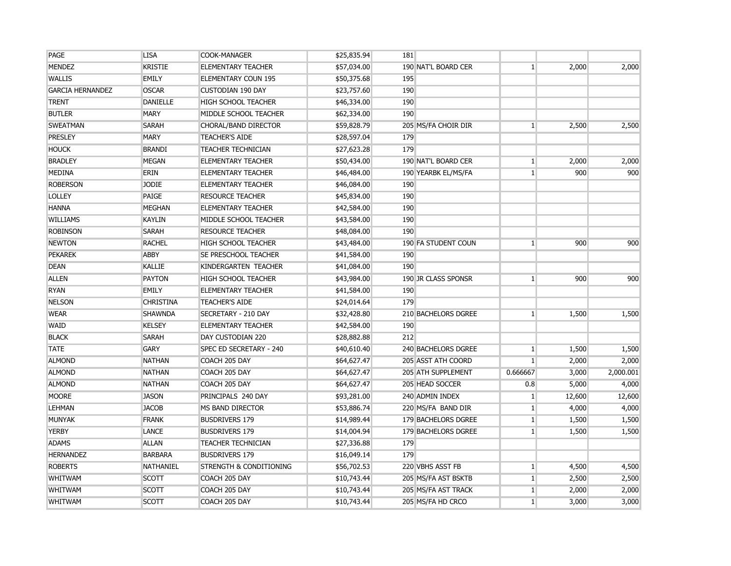| | | | | | | | | |
|---|---|---|---|---|---|---|---|---|
| PAGE | LISA | COOK-MANAGER | $25,835.94 | 181 | | | | |
| MENDEZ | KRISTIE | ELEMENTARY TEACHER | $57,034.00 | 190 | NAT'L BOARD CER | 1 | 2,000 | 2,000 |
| WALLIS | EMILY | ELEMENTARY COUN 195 | $50,375.68 | 195 | | | | |
| GARCIA HERNANDEZ | OSCAR | CUSTODIAN 190 DAY | $23,757.60 | 190 | | | | |
| TRENT | DANIELLE | HIGH SCHOOL TEACHER | $46,334.00 | 190 | | | | |
| BUTLER | MARY | MIDDLE SCHOOL TEACHER | $62,334.00 | 190 | | | | |
| SWEATMAN | SARAH | CHORAL/BAND DIRECTOR | $59,828.79 | 205 | MS/FA CHOIR DIR | 1 | 2,500 | 2,500 |
| PRESLEY | MARY | TEACHER'S AIDE | $28,597.04 | 179 | | | | |
| HOUCK | BRANDI | TEACHER TECHNICIAN | $27,623.28 | 179 | | | | |
| BRADLEY | MEGAN | ELEMENTARY TEACHER | $50,434.00 | 190 | NAT'L BOARD CER | 1 | 2,000 | 2,000 |
| MEDINA | ERIN | ELEMENTARY TEACHER | $46,484.00 | 190 | YEARBK EL/MS/FA | 1 | 900 | 900 |
| ROBERSON | JODIE | ELEMENTARY TEACHER | $46,084.00 | 190 | | | | |
| LOLLEY | PAIGE | RESOURCE TEACHER | $45,834.00 | 190 | | | | |
| HANNA | MEGHAN | ELEMENTARY TEACHER | $42,584.00 | 190 | | | | |
| WILLIAMS | KAYLIN | MIDDLE SCHOOL TEACHER | $43,584.00 | 190 | | | | |
| ROBINSON | SARAH | RESOURCE TEACHER | $48,084.00 | 190 | | | | |
| NEWTON | RACHEL | HIGH SCHOOL TEACHER | $43,484.00 | 190 | FA STUDENT COUN | 1 | 900 | 900 |
| PEKAREK | ABBY | SE PRESCHOOL TEACHER | $41,584.00 | 190 | | | | |
| DEAN | KALLIE | KINDERGARTEN TEACHER | $41,084.00 | 190 | | | | |
| ALLEN | PAYTON | HIGH SCHOOL TEACHER | $43,984.00 | 190 | JR CLASS SPONSR | 1 | 900 | 900 |
| RYAN | EMILY | ELEMENTARY TEACHER | $41,584.00 | 190 | | | | |
| NELSON | CHRISTINA | TEACHER'S AIDE | $24,014.64 | 179 | | | | |
| WEAR | SHAWNDA | SECRETARY - 210 DAY | $32,428.80 | 210 | BACHELORS DGREE | 1 | 1,500 | 1,500 |
| WAID | KELSEY | ELEMENTARY TEACHER | $42,584.00 | 190 | | | | |
| BLACK | SARAH | DAY CUSTODIAN 220 | $28,882.88 | 212 | | | | |
| TATE | GARY | SPEC ED SECRETARY - 240 | $40,610.40 | 240 | BACHELORS DGREE | 1 | 1,500 | 1,500 |
| ALMOND | NATHAN | COACH 205 DAY | $64,627.47 | 205 | ASST ATH COORD | 1 | 2,000 | 2,000 |
| ALMOND | NATHAN | COACH 205 DAY | $64,627.47 | 205 | ATH SUPPLEMENT | 0.666667 | 3,000 | 2,000.001 |
| ALMOND | NATHAN | COACH 205 DAY | $64,627.47 | 205 | HEAD SOCCER | 0.8 | 5,000 | 4,000 |
| MOORE | JASON | PRINCIPALS 240 DAY | $93,281.00 | 240 | ADMIN INDEX | 1 | 12,600 | 12,600 |
| LEHMAN | JACOB | MS BAND DIRECTOR | $53,886.74 | 220 | MS/FA BAND DIR | 1 | 4,000 | 4,000 |
| MUNYAK | FRANK | BUSDRIVERS 179 | $14,989.44 | 179 | BACHELORS DGREE | 1 | 1,500 | 1,500 |
| YERBY | LANCE | BUSDRIVERS 179 | $14,004.94 | 179 | BACHELORS DGREE | 1 | 1,500 | 1,500 |
| ADAMS | ALLAN | TEACHER TECHNICIAN | $27,336.88 | 179 | | | | |
| HERNANDEZ | BARBARA | BUSDRIVERS 179 | $16,049.14 | 179 | | | | |
| ROBERTS | NATHANIEL | STRENGTH & CONDITIONING | $56,702.53 | 220 | VBHS ASST FB | 1 | 4,500 | 4,500 |
| WHITWAM | SCOTT | COACH 205 DAY | $10,743.44 | 205 | MS/FA AST BSKTB | 1 | 2,500 | 2,500 |
| WHITWAM | SCOTT | COACH 205 DAY | $10,743.44 | 205 | MS/FA AST TRACK | 1 | 2,000 | 2,000 |
| WHITWAM | SCOTT | COACH 205 DAY | $10,743.44 | 205 | MS/FA HD CRCO | 1 | 3,000 | 3,000 |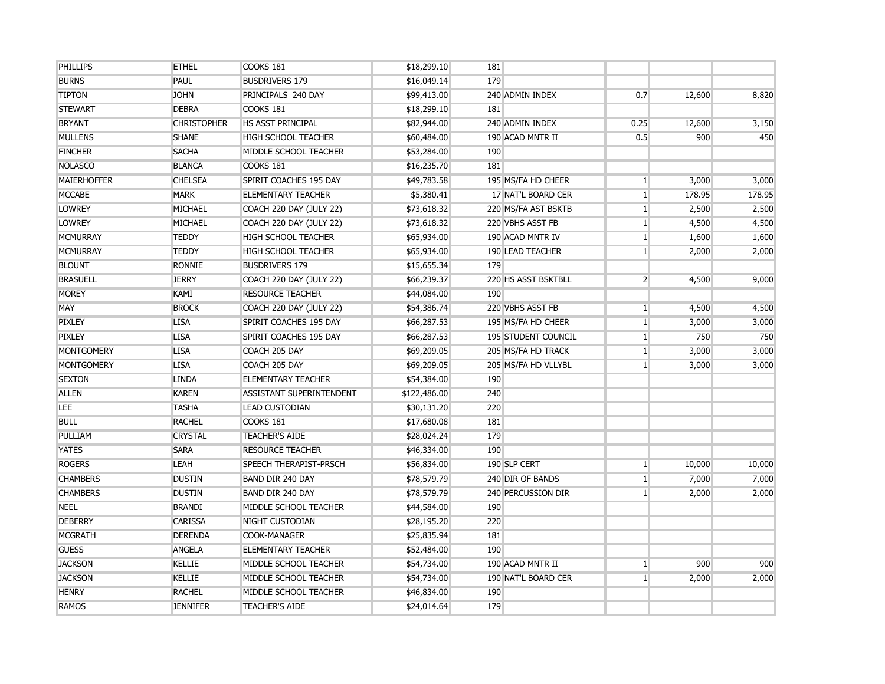| | | | | | | | | |
|---|---|---|---|---|---|---|---|---|
| PHILLIPS | ETHEL | COOKS 181 | $18,299.10 | 181 | | | | |
| BURNS | PAUL | BUSDRIVERS 179 | $16,049.14 | 179 | | | | |
| TIPTON | JOHN | PRINCIPALS 240 DAY | $99,413.00 | 240 | ADMIN INDEX | 0.7 | 12,600 | 8,820 |
| STEWART | DEBRA | COOKS 181 | $18,299.10 | 181 | | | | |
| BRYANT | CHRISTOPHER | HS ASST PRINCIPAL | $82,944.00 | 240 | ADMIN INDEX | 0.25 | 12,600 | 3,150 |
| MULLENS | SHANE | HIGH SCHOOL TEACHER | $60,484.00 | 190 | ACAD MNTR II | 0.5 | 900 | 450 |
| FINCHER | SACHA | MIDDLE SCHOOL TEACHER | $53,284.00 | 190 | | | | |
| NOLASCO | BLANCA | COOKS 181 | $16,235.70 | 181 | | | | |
| MAIERHOFFER | CHELSEA | SPIRIT COACHES 195 DAY | $49,783.58 | 195 | MS/FA HD CHEER | 1 | 3,000 | 3,000 |
| MCCABE | MARK | ELEMENTARY TEACHER | $5,380.41 | 17 | NAT'L BOARD CER | 1 | 178.95 | 178.95 |
| LOWREY | MICHAEL | COACH 220 DAY (JULY 22) | $73,618.32 | 220 | MS/FA AST BSKTB | 1 | 2,500 | 2,500 |
| LOWREY | MICHAEL | COACH 220 DAY (JULY 22) | $73,618.32 | 220 | VBHS ASST FB | 1 | 4,500 | 4,500 |
| MCMURRAY | TEDDY | HIGH SCHOOL TEACHER | $65,934.00 | 190 | ACAD MNTR IV | 1 | 1,600 | 1,600 |
| MCMURRAY | TEDDY | HIGH SCHOOL TEACHER | $65,934.00 | 190 | LEAD TEACHER | 1 | 2,000 | 2,000 |
| BLOUNT | RONNIE | BUSDRIVERS 179 | $15,655.34 | 179 | | | | |
| BRASUELL | JERRY | COACH 220 DAY (JULY 22) | $66,239.37 | 220 | HS ASST BSKTBLL | 2 | 4,500 | 9,000 |
| MOREY | KAMI | RESOURCE TEACHER | $44,084.00 | 190 | | | | |
| MAY | BROCK | COACH 220 DAY (JULY 22) | $54,386.74 | 220 | VBHS ASST FB | 1 | 4,500 | 4,500 |
| PIXLEY | LISA | SPIRIT COACHES 195 DAY | $66,287.53 | 195 | MS/FA HD CHEER | 1 | 3,000 | 3,000 |
| PIXLEY | LISA | SPIRIT COACHES 195 DAY | $66,287.53 | 195 | STUDENT COUNCIL | 1 | 750 | 750 |
| MONTGOMERY | LISA | COACH 205 DAY | $69,209.05 | 205 | MS/FA HD TRACK | 1 | 3,000 | 3,000 |
| MONTGOMERY | LISA | COACH 205 DAY | $69,209.05 | 205 | MS/FA HD VLLYBL | 1 | 3,000 | 3,000 |
| SEXTON | LINDA | ELEMENTARY TEACHER | $54,384.00 | 190 | | | | |
| ALLEN | KAREN | ASSISTANT SUPERINTENDENT | $122,486.00 | 240 | | | | |
| LEE | TASHA | LEAD CUSTODIAN | $30,131.20 | 220 | | | | |
| BULL | RACHEL | COOKS 181 | $17,680.08 | 181 | | | | |
| PULLIAM | CRYSTAL | TEACHER'S AIDE | $28,024.24 | 179 | | | | |
| YATES | SARA | RESOURCE TEACHER | $46,334.00 | 190 | | | | |
| ROGERS | LEAH | SPEECH THERAPIST-PRSCH | $56,834.00 | 190 | SLP CERT | 1 | 10,000 | 10,000 |
| CHAMBERS | DUSTIN | BAND DIR 240 DAY | $78,579.79 | 240 | DIR OF BANDS | 1 | 7,000 | 7,000 |
| CHAMBERS | DUSTIN | BAND DIR 240 DAY | $78,579.79 | 240 | PERCUSSION DIR | 1 | 2,000 | 2,000 |
| NEEL | BRANDI | MIDDLE SCHOOL TEACHER | $44,584.00 | 190 | | | | |
| DEBERRY | CARISSA | NIGHT CUSTODIAN | $28,195.20 | 220 | | | | |
| MCGRATH | DERENDA | COOK-MANAGER | $25,835.94 | 181 | | | | |
| GUESS | ANGELA | ELEMENTARY TEACHER | $52,484.00 | 190 | | | | |
| JACKSON | KELLIE | MIDDLE SCHOOL TEACHER | $54,734.00 | 190 | ACAD MNTR II | 1 | 900 | 900 |
| JACKSON | KELLIE | MIDDLE SCHOOL TEACHER | $54,734.00 | 190 | NAT'L BOARD CER | 1 | 2,000 | 2,000 |
| HENRY | RACHEL | MIDDLE SCHOOL TEACHER | $46,834.00 | 190 | | | | |
| RAMOS | JENNIFER | TEACHER'S AIDE | $24,014.64 | 179 | | | | |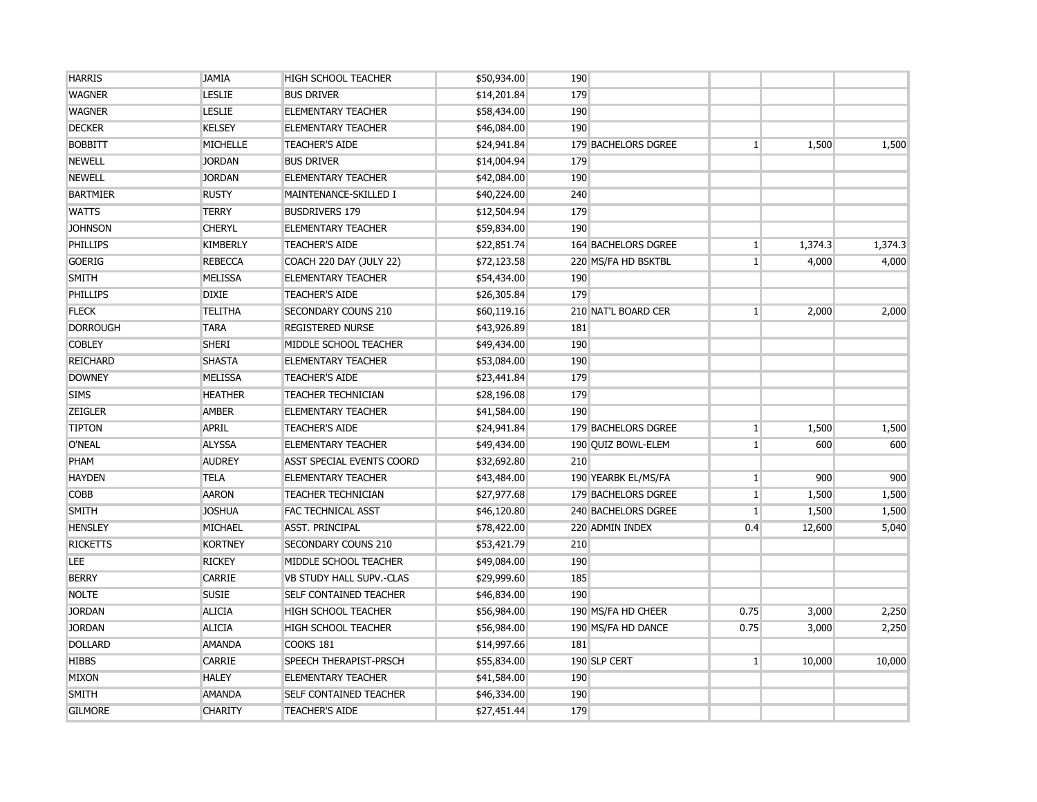| | | | | | | | | |
|---|---|---|---|---|---|---|---|---|
| HARRIS | JAMIA | HIGH SCHOOL TEACHER | $50,934.00 | 190 | | | | |
| WAGNER | LESLIE | BUS DRIVER | $14,201.84 | 179 | | | | |
| WAGNER | LESLIE | ELEMENTARY TEACHER | $58,434.00 | 190 | | | | |
| DECKER | KELSEY | ELEMENTARY TEACHER | $46,084.00 | 190 | | | | |
| BOBBITT | MICHELLE | TEACHER'S AIDE | $24,941.84 | 179 | BACHELORS DGREE | 1 | 1,500 | 1,500 |
| NEWELL | JORDAN | BUS DRIVER | $14,004.94 | 179 | | | | |
| NEWELL | JORDAN | ELEMENTARY TEACHER | $42,084.00 | 190 | | | | |
| BARTMIER | RUSTY | MAINTENANCE-SKILLED I | $40,224.00 | 240 | | | | |
| WATTS | TERRY | BUSDRIVERS 179 | $12,504.94 | 179 | | | | |
| JOHNSON | CHERYL | ELEMENTARY TEACHER | $59,834.00 | 190 | | | | |
| PHILLIPS | KIMBERLY | TEACHER'S AIDE | $22,851.74 | 164 | BACHELORS DGREE | 1 | 1,374.3 | 1,374.3 |
| GOERIG | REBECCA | COACH 220 DAY (JULY 22) | $72,123.58 | 220 | MS/FA HD BSKTBL | 1 | 4,000 | 4,000 |
| SMITH | MELISSA | ELEMENTARY TEACHER | $54,434.00 | 190 | | | | |
| PHILLIPS | DIXIE | TEACHER'S AIDE | $26,305.84 | 179 | | | | |
| FLECK | TELITHA | SECONDARY COUNS 210 | $60,119.16 | 210 | NAT'L BOARD CER | 1 | 2,000 | 2,000 |
| DORROUGH | TARA | REGISTERED NURSE | $43,926.89 | 181 | | | | |
| COBLEY | SHERI | MIDDLE SCHOOL TEACHER | $49,434.00 | 190 | | | | |
| REICHARD | SHASTA | ELEMENTARY TEACHER | $53,084.00 | 190 | | | | |
| DOWNEY | MELISSA | TEACHER'S AIDE | $23,441.84 | 179 | | | | |
| SIMS | HEATHER | TEACHER TECHNICIAN | $28,196.08 | 179 | | | | |
| ZEIGLER | AMBER | ELEMENTARY TEACHER | $41,584.00 | 190 | | | | |
| TIPTON | APRIL | TEACHER'S AIDE | $24,941.84 | 179 | BACHELORS DGREE | 1 | 1,500 | 1,500 |
| O'NEAL | ALYSSA | ELEMENTARY TEACHER | $49,434.00 | 190 | QUIZ BOWL-ELEM | 1 | 600 | 600 |
| PHAM | AUDREY | ASST SPECIAL EVENTS COORD | $32,692.80 | 210 | | | | |
| HAYDEN | TELA | ELEMENTARY TEACHER | $43,484.00 | 190 | YEARBK EL/MS/FA | 1 | 900 | 900 |
| COBB | AARON | TEACHER TECHNICIAN | $27,977.68 | 179 | BACHELORS DGREE | 1 | 1,500 | 1,500 |
| SMITH | JOSHUA | FAC TECHNICAL ASST | $46,120.80 | 240 | BACHELORS DGREE | 1 | 1,500 | 1,500 |
| HENSLEY | MICHAEL | ASST. PRINCIPAL | $78,422.00 | 220 | ADMIN INDEX | 0.4 | 12,600 | 5,040 |
| RICKETTS | KORTNEY | SECONDARY COUNS 210 | $53,421.79 | 210 | | | | |
| LEE | RICKEY | MIDDLE SCHOOL TEACHER | $49,084.00 | 190 | | | | |
| BERRY | CARRIE | VB STUDY HALL SUPV.-CLAS | $29,999.60 | 185 | | | | |
| NOLTE | SUSIE | SELF CONTAINED TEACHER | $46,834.00 | 190 | | | | |
| JORDAN | ALICIA | HIGH SCHOOL TEACHER | $56,984.00 | 190 | MS/FA HD CHEER | 0.75 | 3,000 | 2,250 |
| JORDAN | ALICIA | HIGH SCHOOL TEACHER | $56,984.00 | 190 | MS/FA HD DANCE | 0.75 | 3,000 | 2,250 |
| DOLLARD | AMANDA | COOKS 181 | $14,997.66 | 181 | | | | |
| HIBBS | CARRIE | SPEECH THERAPIST-PRSCH | $55,834.00 | 190 | SLP CERT | 1 | 10,000 | 10,000 |
| MIXON | HALEY | ELEMENTARY TEACHER | $41,584.00 | 190 | | | | |
| SMITH | AMANDA | SELF CONTAINED TEACHER | $46,334.00 | 190 | | | | |
| GILMORE | CHARITY | TEACHER'S AIDE | $27,451.44 | 179 | | | | |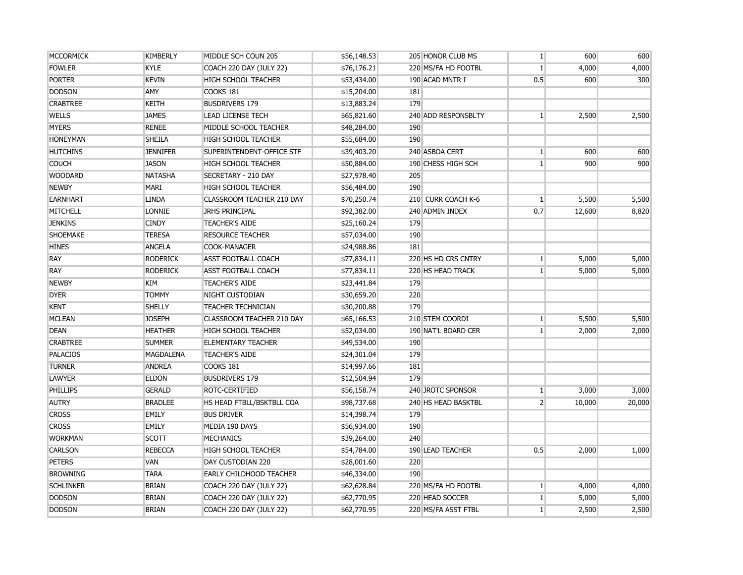| | | | | | | | | |
|---|---|---|---|---|---|---|---|---|
| MCCORMICK | KIMBERLY | MIDDLE SCH COUN 205 | $56,148.53 | 205 | HONOR CLUB MS | 1 | 600 | 600 |
| FOWLER | KYLE | COACH 220 DAY (JULY 22) | $76,176.21 | 220 | MS/FA HD FOOTBL | 1 | 4,000 | 4,000 |
| PORTER | KEVIN | HIGH SCHOOL TEACHER | $53,434.00 | 190 | ACAD MNTR I | 0.5 | 600 | 300 |
| DODSON | AMY | COOKS 181 | $15,204.00 | 181 | | | | |
| CRABTREE | KEITH | BUSDRIVERS 179 | $13,883.24 | 179 | | | | |
| WELLS | JAMES | LEAD LICENSE TECH | $65,821.60 | 240 | ADD RESPONSBLTY | 1 | 2,500 | 2,500 |
| MYERS | RENEE | MIDDLE SCHOOL TEACHER | $48,284.00 | 190 | | | | |
| HONEYMAN | SHEILA | HIGH SCHOOL TEACHER | $55,684.00 | 190 | | | | |
| HUTCHINS | JENNIFER | SUPERINTENDENT-OFFICE STF | $39,403.20 | 240 | ASBOA CERT | 1 | 600 | 600 |
| COUCH | JASON | HIGH SCHOOL TEACHER | $50,884.00 | 190 | CHESS HIGH SCH | 1 | 900 | 900 |
| WOODARD | NATASHA | SECRETARY - 210 DAY | $27,978.40 | 205 | | | | |
| NEWBY | MARI | HIGH SCHOOL TEACHER | $56,484.00 | 190 | | | | |
| EARNHART | LINDA | CLASSROOM TEACHER 210 DAY | $70,250.74 | 210 | CURR COACH K-6 | 1 | 5,500 | 5,500 |
| MITCHELL | LONNIE | JRHS PRINCIPAL | $92,382.00 | 240 | ADMIN INDEX | 0.7 | 12,600 | 8,820 |
| JENKINS | CINDY | TEACHER'S AIDE | $25,160.24 | 179 | | | | |
| SHOEMAKE | TERESA | RESOURCE TEACHER | $57,034.00 | 190 | | | | |
| HINES | ANGELA | COOK-MANAGER | $24,988.86 | 181 | | | | |
| RAY | RODERICK | ASST FOOTBALL COACH | $77,834.11 | 220 | HS HD CRS CNTRY | 1 | 5,000 | 5,000 |
| RAY | RODERICK | ASST FOOTBALL COACH | $77,834.11 | 220 | HS HEAD TRACK | 1 | 5,000 | 5,000 |
| NEWBY | KIM | TEACHER'S AIDE | $23,441.84 | 179 | | | | |
| DYER | TOMMY | NIGHT CUSTODIAN | $30,659.20 | 220 | | | | |
| KENT | SHELLY | TEACHER TECHNICIAN | $30,200.88 | 179 | | | | |
| MCLEAN | JOSEPH | CLASSROOM TEACHER 210 DAY | $65,166.53 | 210 | STEM COORDI | 1 | 5,500 | 5,500 |
| DEAN | HEATHER | HIGH SCHOOL TEACHER | $52,034.00 | 190 | NAT'L BOARD CER | 1 | 2,000 | 2,000 |
| CRABTREE | SUMMER | ELEMENTARY TEACHER | $49,534.00 | 190 | | | | |
| PALACIOS | MAGDALENA | TEACHER'S AIDE | $24,301.04 | 179 | | | | |
| TURNER | ANDREA | COOKS 181 | $14,997.66 | 181 | | | | |
| LAWYER | ELDON | BUSDRIVERS 179 | $12,504.94 | 179 | | | | |
| PHILLIPS | GERALD | ROTC-CERTIFIED | $56,158.74 | 240 | JROTC SPONSOR | 1 | 3,000 | 3,000 |
| AUTRY | BRADLEE | HS HEAD FTBLL/BSKTBLL COA | $98,737.68 | 240 | HS HEAD BASKTBL | 2 | 10,000 | 20,000 |
| CROSS | EMILY | BUS DRIVER | $14,398.74 | 179 | | | | |
| CROSS | EMILY | MEDIA 190 DAYS | $56,934.00 | 190 | | | | |
| WORKMAN | SCOTT | MECHANICS | $39,264.00 | 240 | | | | |
| CARLSON | REBECCA | HIGH SCHOOL TEACHER | $54,784.00 | 190 | LEAD TEACHER | 0.5 | 2,000 | 1,000 |
| PETERS | VAN | DAY CUSTODIAN 220 | $28,001.60 | 220 | | | | |
| BROWNING | TARA | EARLY CHILDHOOD TEACHER | $46,334.00 | 190 | | | | |
| SCHLINKER | BRIAN | COACH 220 DAY (JULY 22) | $62,628.84 | 220 | MS/FA HD FOOTBL | 1 | 4,000 | 4,000 |
| DODSON | BRIAN | COACH 220 DAY (JULY 22) | $62,770.95 | 220 | HEAD SOCCER | 1 | 5,000 | 5,000 |
| DODSON | BRIAN | COACH 220 DAY (JULY 22) | $62,770.95 | 220 | MS/FA ASST FTBL | 1 | 2,500 | 2,500 |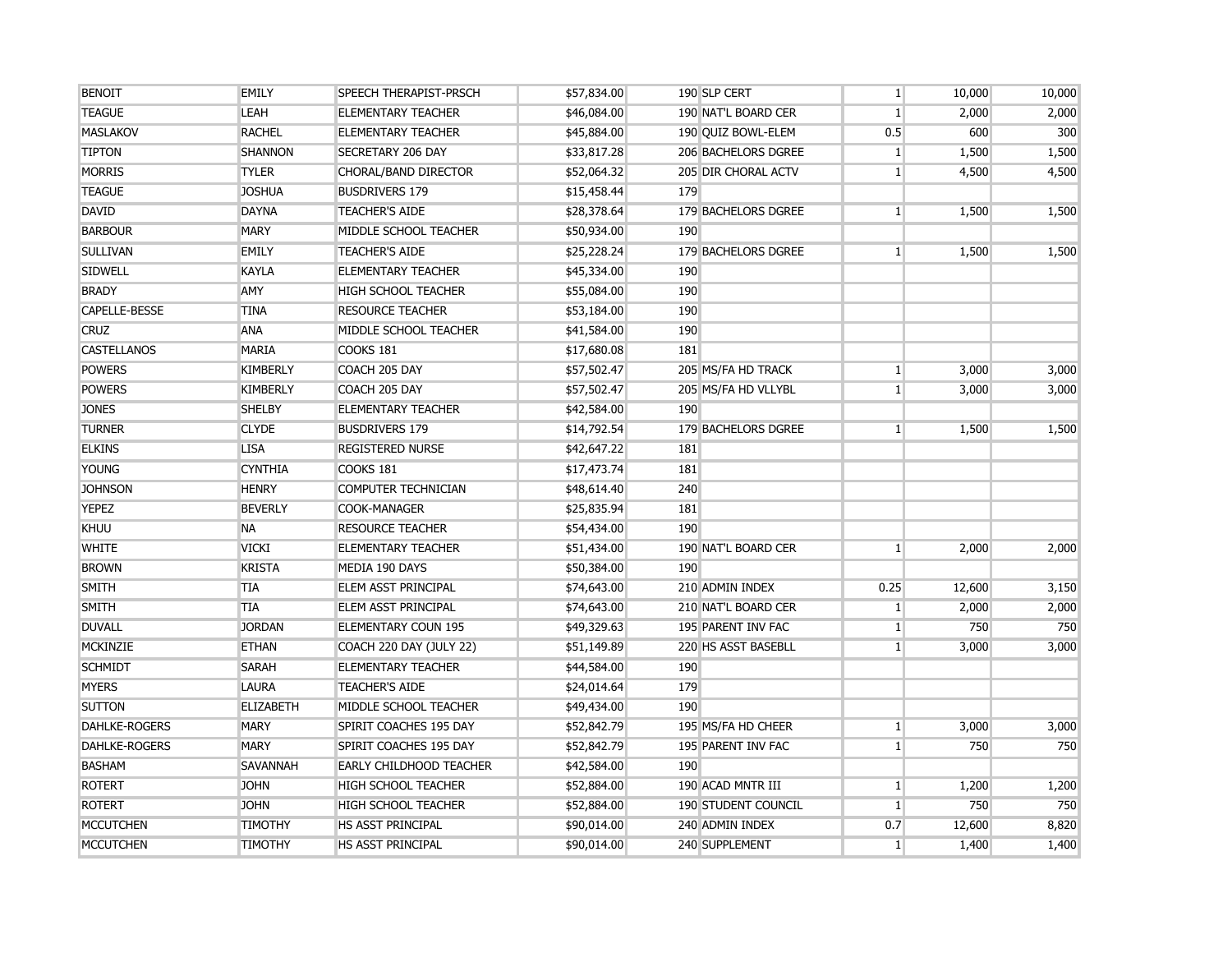| | | | | | | | | |
|---|---|---|---|---|---|---|---|---|
| BENOIT | EMILY | SPEECH THERAPIST-PRSCH | $57,834.00 | 190 | SLP CERT | 1 | 10,000 | 10,000 |
| TEAGUE | LEAH | ELEMENTARY TEACHER | $46,084.00 | 190 | NAT'L BOARD CER | 1 | 2,000 | 2,000 |
| MASLAKOV | RACHEL | ELEMENTARY TEACHER | $45,884.00 | 190 | QUIZ BOWL-ELEM | 0.5 | 600 | 300 |
| TIPTON | SHANNON | SECRETARY 206 DAY | $33,817.28 | 206 | BACHELORS DGREE | 1 | 1,500 | 1,500 |
| MORRIS | TYLER | CHORAL/BAND DIRECTOR | $52,064.32 | 205 | DIR CHORAL ACTV | 1 | 4,500 | 4,500 |
| TEAGUE | JOSHUA | BUSDRIVERS 179 | $15,458.44 | 179 | | | | |
| DAVID | DAYNA | TEACHER'S AIDE | $28,378.64 | 179 | BACHELORS DGREE | 1 | 1,500 | 1,500 |
| BARBOUR | MARY | MIDDLE SCHOOL TEACHER | $50,934.00 | 190 | | | | |
| SULLIVAN | EMILY | TEACHER'S AIDE | $25,228.24 | 179 | BACHELORS DGREE | 1 | 1,500 | 1,500 |
| SIDWELL | KAYLA | ELEMENTARY TEACHER | $45,334.00 | 190 | | | | |
| BRADY | AMY | HIGH SCHOOL TEACHER | $55,084.00 | 190 | | | | |
| CAPELLE-BESSE | TINA | RESOURCE TEACHER | $53,184.00 | 190 | | | | |
| CRUZ | ANA | MIDDLE SCHOOL TEACHER | $41,584.00 | 190 | | | | |
| CASTELLANOS | MARIA | COOKS 181 | $17,680.08 | 181 | | | | |
| POWERS | KIMBERLY | COACH 205 DAY | $57,502.47 | 205 | MS/FA HD TRACK | 1 | 3,000 | 3,000 |
| POWERS | KIMBERLY | COACH 205 DAY | $57,502.47 | 205 | MS/FA HD VLLYBL | 1 | 3,000 | 3,000 |
| JONES | SHELBY | ELEMENTARY TEACHER | $42,584.00 | 190 | | | | |
| TURNER | CLYDE | BUSDRIVERS 179 | $14,792.54 | 179 | BACHELORS DGREE | 1 | 1,500 | 1,500 |
| ELKINS | LISA | REGISTERED NURSE | $42,647.22 | 181 | | | | |
| YOUNG | CYNTHIA | COOKS 181 | $17,473.74 | 181 | | | | |
| JOHNSON | HENRY | COMPUTER TECHNICIAN | $48,614.40 | 240 | | | | |
| YEPEZ | BEVERLY | COOK-MANAGER | $25,835.94 | 181 | | | | |
| KHUU | NA | RESOURCE TEACHER | $54,434.00 | 190 | | | | |
| WHITE | VICKI | ELEMENTARY TEACHER | $51,434.00 | 190 | NAT'L BOARD CER | 1 | 2,000 | 2,000 |
| BROWN | KRISTA | MEDIA 190 DAYS | $50,384.00 | 190 | | | | |
| SMITH | TIA | ELEM ASST PRINCIPAL | $74,643.00 | 210 | ADMIN INDEX | 0.25 | 12,600 | 3,150 |
| SMITH | TIA | ELEM ASST PRINCIPAL | $74,643.00 | 210 | NAT'L BOARD CER | 1 | 2,000 | 2,000 |
| DUVALL | JORDAN | ELEMENTARY COUN 195 | $49,329.63 | 195 | PARENT INV FAC | 1 | 750 | 750 |
| MCKINZIE | ETHAN | COACH 220 DAY (JULY 22) | $51,149.89 | 220 | HS ASST BASEBLL | 1 | 3,000 | 3,000 |
| SCHMIDT | SARAH | ELEMENTARY TEACHER | $44,584.00 | 190 | | | | |
| MYERS | LAURA | TEACHER'S AIDE | $24,014.64 | 179 | | | | |
| SUTTON | ELIZABETH | MIDDLE SCHOOL TEACHER | $49,434.00 | 190 | | | | |
| DAHLKE-ROGERS | MARY | SPIRIT COACHES 195 DAY | $52,842.79 | 195 | MS/FA HD CHEER | 1 | 3,000 | 3,000 |
| DAHLKE-ROGERS | MARY | SPIRIT COACHES 195 DAY | $52,842.79 | 195 | PARENT INV FAC | 1 | 750 | 750 |
| BASHAM | SAVANNAH | EARLY CHILDHOOD TEACHER | $42,584.00 | 190 | | | | |
| ROTERT | JOHN | HIGH SCHOOL TEACHER | $52,884.00 | 190 | ACAD MNTR III | 1 | 1,200 | 1,200 |
| ROTERT | JOHN | HIGH SCHOOL TEACHER | $52,884.00 | 190 | STUDENT COUNCIL | 1 | 750 | 750 |
| MCCUTCHEN | TIMOTHY | HS ASST PRINCIPAL | $90,014.00 | 240 | ADMIN INDEX | 0.7 | 12,600 | 8,820 |
| MCCUTCHEN | TIMOTHY | HS ASST PRINCIPAL | $90,014.00 | 240 | SUPPLEMENT | 1 | 1,400 | 1,400 |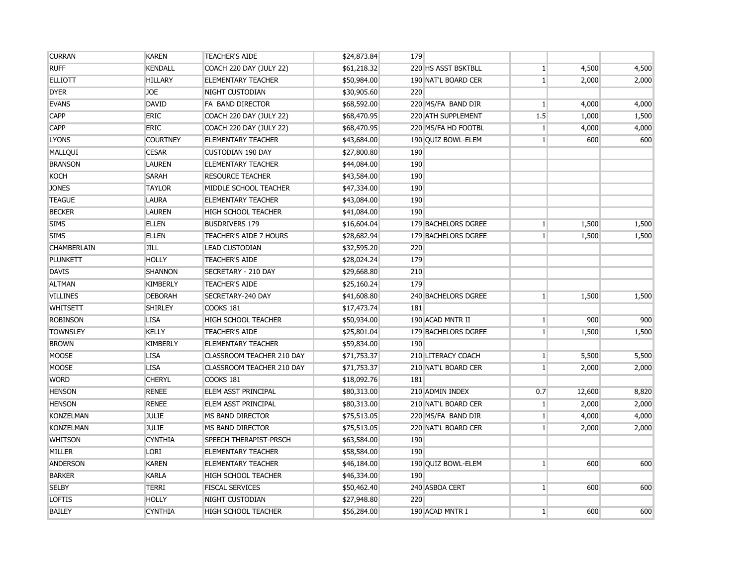| | | | | | | | | |
|---|---|---|---|---|---|---|---|---|
| CURRAN | KAREN | TEACHER'S AIDE | $24,873.84 | 179 | | | | |
| RUFF | KENDALL | COACH 220 DAY (JULY 22) | $61,218.32 | 220 | HS ASST BSKTBLL | 1 | 4,500 | 4,500 |
| ELLIOTT | HILLARY | ELEMENTARY TEACHER | $50,984.00 | 190 | NAT'L BOARD CER | 1 | 2,000 | 2,000 |
| DYER | JOE | NIGHT CUSTODIAN | $30,905.60 | 220 | | | | |
| EVANS | DAVID | FA BAND DIRECTOR | $68,592.00 | 220 | MS/FA BAND DIR | 1 | 4,000 | 4,000 |
| CAPP | ERIC | COACH 220 DAY (JULY 22) | $68,470.95 | 220 | ATH SUPPLEMENT | 1.5 | 1,000 | 1,500 |
| CAPP | ERIC | COACH 220 DAY (JULY 22) | $68,470.95 | 220 | MS/FA HD FOOTBL | 1 | 4,000 | 4,000 |
| LYONS | COURTNEY | ELEMENTARY TEACHER | $43,684.00 | 190 | QUIZ BOWL-ELEM | 1 | 600 | 600 |
| MALLQUI | CESAR | CUSTODIAN 190 DAY | $27,800.80 | 190 | | | | |
| BRANSON | LAUREN | ELEMENTARY TEACHER | $44,084.00 | 190 | | | | |
| KOCH | SARAH | RESOURCE TEACHER | $43,584.00 | 190 | | | | |
| JONES | TAYLOR | MIDDLE SCHOOL TEACHER | $47,334.00 | 190 | | | | |
| TEAGUE | LAURA | ELEMENTARY TEACHER | $43,084.00 | 190 | | | | |
| BECKER | LAUREN | HIGH SCHOOL TEACHER | $41,084.00 | 190 | | | | |
| SIMS | ELLEN | BUSDRIVERS 179 | $16,604.04 | 179 | BACHELORS DGREE | 1 | 1,500 | 1,500 |
| SIMS | ELLEN | TEACHER'S AIDE 7 HOURS | $28,682.94 | 179 | BACHELORS DGREE | 1 | 1,500 | 1,500 |
| CHAMBERLAIN | JILL | LEAD CUSTODIAN | $32,595.20 | 220 | | | | |
| PLUNKETT | HOLLY | TEACHER'S AIDE | $28,024.24 | 179 | | | | |
| DAVIS | SHANNON | SECRETARY - 210 DAY | $29,668.80 | 210 | | | | |
| ALTMAN | KIMBERLY | TEACHER'S AIDE | $25,160.24 | 179 | | | | |
| VILLINES | DEBORAH | SECRETARY-240 DAY | $41,608.80 | 240 | BACHELORS DGREE | 1 | 1,500 | 1,500 |
| WHITSETT | SHIRLEY | COOKS 181 | $17,473.74 | 181 | | | | |
| ROBINSON | LISA | HIGH SCHOOL TEACHER | $50,934.00 | 190 | ACAD MNTR II | 1 | 900 | 900 |
| TOWNSLEY | KELLY | TEACHER'S AIDE | $25,801.04 | 179 | BACHELORS DGREE | 1 | 1,500 | 1,500 |
| BROWN | KIMBERLY | ELEMENTARY TEACHER | $59,834.00 | 190 | | | | |
| MOOSE | LISA | CLASSROOM TEACHER 210 DAY | $71,753.37 | 210 | LITERACY COACH | 1 | 5,500 | 5,500 |
| MOOSE | LISA | CLASSROOM TEACHER 210 DAY | $71,753.37 | 210 | NAT'L BOARD CER | 1 | 2,000 | 2,000 |
| WORD | CHERYL | COOKS 181 | $18,092.76 | 181 | | | | |
| HENSON | RENEE | ELEM ASST PRINCIPAL | $80,313.00 | 210 | ADMIN INDEX | 0.7 | 12,600 | 8,820 |
| HENSON | RENEE | ELEM ASST PRINCIPAL | $80,313.00 | 210 | NAT'L BOARD CER | 1 | 2,000 | 2,000 |
| KONZELMAN | JULIE | MS BAND DIRECTOR | $75,513.05 | 220 | MS/FA BAND DIR | 1 | 4,000 | 4,000 |
| KONZELMAN | JULIE | MS BAND DIRECTOR | $75,513.05 | 220 | NAT'L BOARD CER | 1 | 2,000 | 2,000 |
| WHITSON | CYNTHIA | SPEECH THERAPIST-PRSCH | $63,584.00 | 190 | | | | |
| MILLER | LORI | ELEMENTARY TEACHER | $58,584.00 | 190 | | | | |
| ANDERSON | KAREN | ELEMENTARY TEACHER | $46,184.00 | 190 | QUIZ BOWL-ELEM | 1 | 600 | 600 |
| BARKER | KARLA | HIGH SCHOOL TEACHER | $46,334.00 | 190 | | | | |
| SELBY | TERRI | FISCAL SERVICES | $50,462.40 | 240 | ASBOA CERT | 1 | 600 | 600 |
| LOFTIS | HOLLY | NIGHT CUSTODIAN | $27,948.80 | 220 | | | | |
| BAILEY | CYNTHIA | HIGH SCHOOL TEACHER | $56,284.00 | 190 | ACAD MNTR I | 1 | 600 | 600 |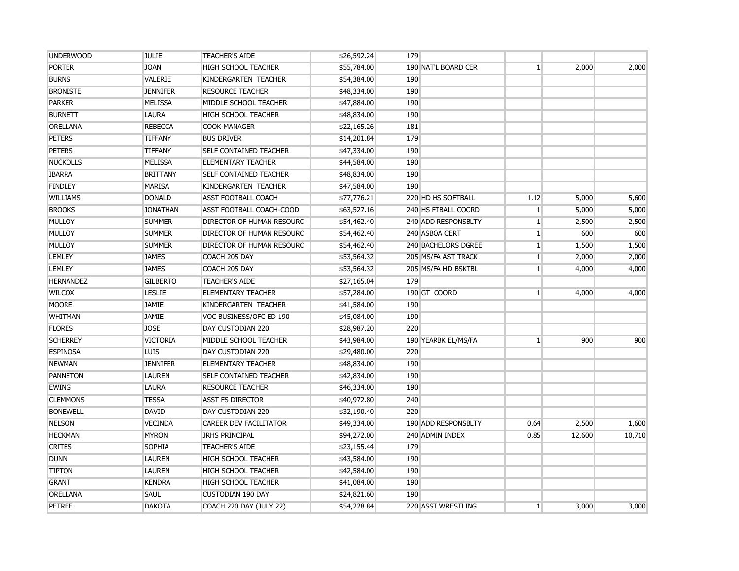| | | | | | | | | |
|---|---|---|---|---|---|---|---|---|
| UNDERWOOD | JULIE | TEACHER'S AIDE | $26,592.24 | 179 | | | | |
| PORTER | JOAN | HIGH SCHOOL TEACHER | $55,784.00 | 190 | NAT'L BOARD CER | 1 | 2,000 | 2,000 |
| BURNS | VALERIE | KINDERGARTEN TEACHER | $54,384.00 | 190 | | | | |
| BRONISTE | JENNIFER | RESOURCE TEACHER | $48,334.00 | 190 | | | | |
| PARKER | MELISSA | MIDDLE SCHOOL TEACHER | $47,884.00 | 190 | | | | |
| BURNETT | LAURA | HIGH SCHOOL TEACHER | $48,834.00 | 190 | | | | |
| ORELLANA | REBECCA | COOK-MANAGER | $22,165.26 | 181 | | | | |
| PETERS | TIFFANY | BUS DRIVER | $14,201.84 | 179 | | | | |
| PETERS | TIFFANY | SELF CONTAINED TEACHER | $47,334.00 | 190 | | | | |
| NUCKOLLS | MELISSA | ELEMENTARY TEACHER | $44,584.00 | 190 | | | | |
| IBARRA | BRITTANY | SELF CONTAINED TEACHER | $48,834.00 | 190 | | | | |
| FINDLEY | MARISA | KINDERGARTEN TEACHER | $47,584.00 | 190 | | | | |
| WILLIAMS | DONALD | ASST FOOTBALL COACH | $77,776.21 | 220 | HD HS SOFTBALL | 1.12 | 5,000 | 5,600 |
| BROOKS | JONATHAN | ASST FOOTBALL COACH-COOD | $63,527.16 | 240 | HS FTBALL COORD | 1 | 5,000 | 5,000 |
| MULLOY | SUMMER | DIRECTOR OF HUMAN RESOURC | $54,462.40 | 240 | ADD RESPONSBLTY | 1 | 2,500 | 2,500 |
| MULLOY | SUMMER | DIRECTOR OF HUMAN RESOURC | $54,462.40 | 240 | ASBOA CERT | 1 | 600 | 600 |
| MULLOY | SUMMER | DIRECTOR OF HUMAN RESOURC | $54,462.40 | 240 | BACHELORS DGREE | 1 | 1,500 | 1,500 |
| LEMLEY | JAMES | COACH 205 DAY | $53,564.32 | 205 | MS/FA AST TRACK | 1 | 2,000 | 2,000 |
| LEMLEY | JAMES | COACH 205 DAY | $53,564.32 | 205 | MS/FA HD BSKTBL | 1 | 4,000 | 4,000 |
| HERNANDEZ | GILBERTO | TEACHER'S AIDE | $27,165.04 | 179 | | | | |
| WILCOX | LESLIE | ELEMENTARY TEACHER | $57,284.00 | 190 | GT COORD | 1 | 4,000 | 4,000 |
| MOORE | JAMIE | KINDERGARTEN TEACHER | $41,584.00 | 190 | | | | |
| WHITMAN | JAMIE | VOC BUSINESS/OFC ED 190 | $45,084.00 | 190 | | | | |
| FLORES | JOSE | DAY CUSTODIAN 220 | $28,987.20 | 220 | | | | |
| SCHERREY | VICTORIA | MIDDLE SCHOOL TEACHER | $43,984.00 | 190 | YEARBK EL/MS/FA | 1 | 900 | 900 |
| ESPINOSA | LUIS | DAY CUSTODIAN 220 | $29,480.00 | 220 | | | | |
| NEWMAN | JENNIFER | ELEMENTARY TEACHER | $48,834.00 | 190 | | | | |
| PANNETON | LAUREN | SELF CONTAINED TEACHER | $42,834.00 | 190 | | | | |
| EWING | LAURA | RESOURCE TEACHER | $46,334.00 | 190 | | | | |
| CLEMMONS | TESSA | ASST FS DIRECTOR | $40,972.80 | 240 | | | | |
| BONEWELL | DAVID | DAY CUSTODIAN 220 | $32,190.40 | 220 | | | | |
| NELSON | VECINDA | CAREER DEV FACILITATOR | $49,334.00 | 190 | ADD RESPONSBLTY | 0.64 | 2,500 | 1,600 |
| HECKMAN | MYRON | JRHS PRINCIPAL | $94,272.00 | 240 | ADMIN INDEX | 0.85 | 12,600 | 10,710 |
| CRITES | SOPHIA | TEACHER'S AIDE | $23,155.44 | 179 | | | | |
| DUNN | LAUREN | HIGH SCHOOL TEACHER | $43,584.00 | 190 | | | | |
| TIPTON | LAUREN | HIGH SCHOOL TEACHER | $42,584.00 | 190 | | | | |
| GRANT | KENDRA | HIGH SCHOOL TEACHER | $41,084.00 | 190 | | | | |
| ORELLANA | SAUL | CUSTODIAN 190 DAY | $24,821.60 | 190 | | | | |
| PETREE | DAKOTA | COACH 220 DAY (JULY 22) | $54,228.84 | 220 | ASST WRESTLING | 1 | 3,000 | 3,000 |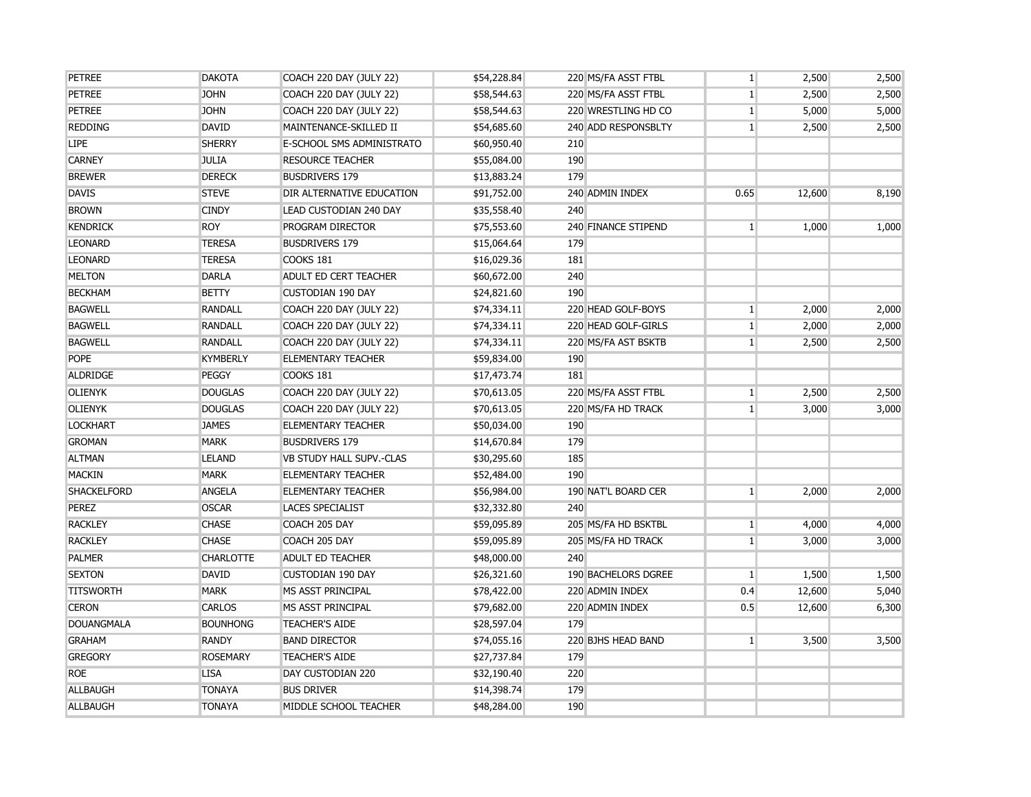| | | | | | | | | |
|---|---|---|---|---|---|---|---|---|
| PETREE | DAKOTA | COACH 220 DAY (JULY 22) | $54,228.84 | 220 | MS/FA ASST FTBL | 1 | 2,500 | 2,500 |
| PETREE | JOHN | COACH 220 DAY (JULY 22) | $58,544.63 | 220 | MS/FA ASST FTBL | 1 | 2,500 | 2,500 |
| PETREE | JOHN | COACH 220 DAY (JULY 22) | $58,544.63 | 220 | WRESTLING HD CO | 1 | 5,000 | 5,000 |
| REDDING | DAVID | MAINTENANCE-SKILLED II | $54,685.60 | 240 | ADD RESPONSBLTY | 1 | 2,500 | 2,500 |
| LIPE | SHERRY | E-SCHOOL SMS ADMINISTRATO | $60,950.40 | 210 | | | | |
| CARNEY | JULIA | RESOURCE TEACHER | $55,084.00 | 190 | | | | |
| BREWER | DERECK | BUSDRIVERS 179 | $13,883.24 | 179 | | | | |
| DAVIS | STEVE | DIR ALTERNATIVE EDUCATION | $91,752.00 | 240 | ADMIN INDEX | 0.65 | 12,600 | 8,190 |
| BROWN | CINDY | LEAD CUSTODIAN 240 DAY | $35,558.40 | 240 | | | | |
| KENDRICK | ROY | PROGRAM DIRECTOR | $75,553.60 | 240 | FINANCE STIPEND | 1 | 1,000 | 1,000 |
| LEONARD | TERESA | BUSDRIVERS 179 | $15,064.64 | 179 | | | | |
| LEONARD | TERESA | COOKS 181 | $16,029.36 | 181 | | | | |
| MELTON | DARLA | ADULT ED CERT TEACHER | $60,672.00 | 240 | | | | |
| BECKHAM | BETTY | CUSTODIAN 190 DAY | $24,821.60 | 190 | | | | |
| BAGWELL | RANDALL | COACH 220 DAY (JULY 22) | $74,334.11 | 220 | HEAD GOLF-BOYS | 1 | 2,000 | 2,000 |
| BAGWELL | RANDALL | COACH 220 DAY (JULY 22) | $74,334.11 | 220 | HEAD GOLF-GIRLS | 1 | 2,000 | 2,000 |
| BAGWELL | RANDALL | COACH 220 DAY (JULY 22) | $74,334.11 | 220 | MS/FA AST BSKTB | 1 | 2,500 | 2,500 |
| POPE | KYMBERLY | ELEMENTARY TEACHER | $59,834.00 | 190 | | | | |
| ALDRIDGE | PEGGY | COOKS 181 | $17,473.74 | 181 | | | | |
| OLIENYK | DOUGLAS | COACH 220 DAY (JULY 22) | $70,613.05 | 220 | MS/FA ASST FTBL | 1 | 2,500 | 2,500 |
| OLIENYK | DOUGLAS | COACH 220 DAY (JULY 22) | $70,613.05 | 220 | MS/FA HD TRACK | 1 | 3,000 | 3,000 |
| LOCKHART | JAMES | ELEMENTARY TEACHER | $50,034.00 | 190 | | | | |
| GROMAN | MARK | BUSDRIVERS 179 | $14,670.84 | 179 | | | | |
| ALTMAN | LELAND | VB STUDY HALL SUPV.-CLAS | $30,295.60 | 185 | | | | |
| MACKIN | MARK | ELEMENTARY TEACHER | $52,484.00 | 190 | | | | |
| SHACKELFORD | ANGELA | ELEMENTARY TEACHER | $56,984.00 | 190 | NAT'L BOARD CER | 1 | 2,000 | 2,000 |
| PEREZ | OSCAR | LACES SPECIALIST | $32,332.80 | 240 | | | | |
| RACKLEY | CHASE | COACH 205 DAY | $59,095.89 | 205 | MS/FA HD BSKTBL | 1 | 4,000 | 4,000 |
| RACKLEY | CHASE | COACH 205 DAY | $59,095.89 | 205 | MS/FA HD TRACK | 1 | 3,000 | 3,000 |
| PALMER | CHARLOTTE | ADULT ED TEACHER | $48,000.00 | 240 | | | | |
| SEXTON | DAVID | CUSTODIAN 190 DAY | $26,321.60 | 190 | BACHELORS DGREE | 1 | 1,500 | 1,500 |
| TITSWORTH | MARK | MS ASST PRINCIPAL | $78,422.00 | 220 | ADMIN INDEX | 0.4 | 12,600 | 5,040 |
| CERON | CARLOS | MS ASST PRINCIPAL | $79,682.00 | 220 | ADMIN INDEX | 0.5 | 12,600 | 6,300 |
| DOUANGMALA | BOUNHONG | TEACHER'S AIDE | $28,597.04 | 179 | | | | |
| GRAHAM | RANDY | BAND DIRECTOR | $74,055.16 | 220 | BJHS HEAD BAND | 1 | 3,500 | 3,500 |
| GREGORY | ROSEMARY | TEACHER'S AIDE | $27,737.84 | 179 | | | | |
| ROE | LISA | DAY CUSTODIAN 220 | $32,190.40 | 220 | | | | |
| ALLBAUGH | TONAYA | BUS DRIVER | $14,398.74 | 179 | | | | |
| ALLBAUGH | TONAYA | MIDDLE SCHOOL TEACHER | $48,284.00 | 190 | | | | |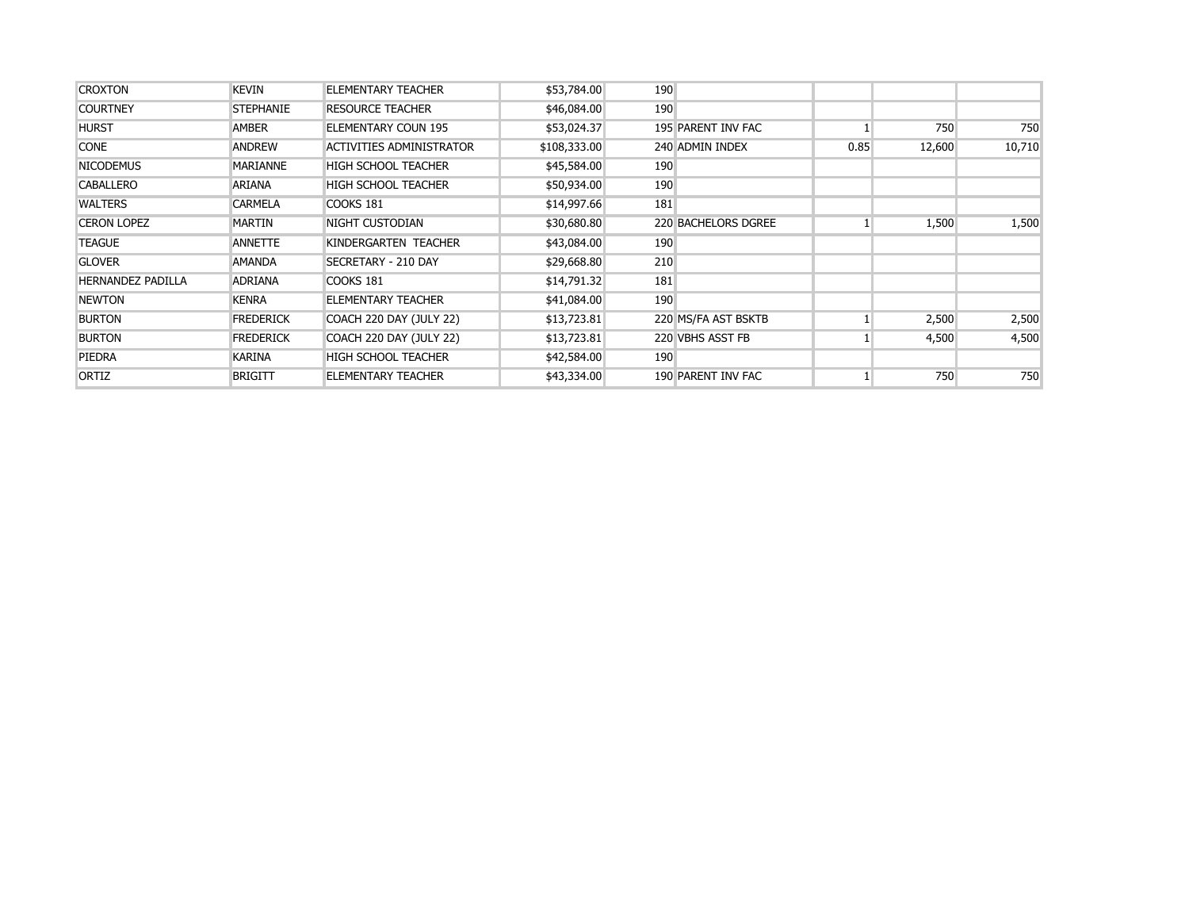| | | | | | | | | |
|---|---|---|---|---|---|---|---|---|
| CROXTON | KEVIN | ELEMENTARY TEACHER | $53,784.00 | 190 | | | | |
| COURTNEY | STEPHANIE | RESOURCE TEACHER | $46,084.00 | 190 | | | | |
| HURST | AMBER | ELEMENTARY COUN 195 | $53,024.37 | 195 | PARENT INV FAC | 1 | 750 | 750 |
| CONE | ANDREW | ACTIVITIES ADMINISTRATOR | $108,333.00 | 240 | ADMIN INDEX | 0.85 | 12,600 | 10,710 |
| NICODEMUS | MARIANNE | HIGH SCHOOL TEACHER | $45,584.00 | 190 | | | | |
| CABALLERO | ARIANA | HIGH SCHOOL TEACHER | $50,934.00 | 190 | | | | |
| WALTERS | CARMELA | COOKS 181 | $14,997.66 | 181 | | | | |
| CERON LOPEZ | MARTIN | NIGHT CUSTODIAN | $30,680.80 | 220 | BACHELORS DGREE | 1 | 1,500 | 1,500 |
| TEAGUE | ANNETTE | KINDERGARTEN TEACHER | $43,084.00 | 190 | | | | |
| GLOVER | AMANDA | SECRETARY - 210 DAY | $29,668.80 | 210 | | | | |
| HERNANDEZ PADILLA | ADRIANA | COOKS 181 | $14,791.32 | 181 | | | | |
| NEWTON | KENRA | ELEMENTARY TEACHER | $41,084.00 | 190 | | | | |
| BURTON | FREDERICK | COACH 220 DAY (JULY 22) | $13,723.81 | 220 | MS/FA AST BSKTB | 1 | 2,500 | 2,500 |
| BURTON | FREDERICK | COACH 220 DAY (JULY 22) | $13,723.81 | 220 | VBHS ASST FB | 1 | 4,500 | 4,500 |
| PIEDRA | KARINA | HIGH SCHOOL TEACHER | $42,584.00 | 190 | | | | |
| ORTIZ | BRIGITT | ELEMENTARY TEACHER | $43,334.00 | 190 | PARENT INV FAC | 1 | 750 | 750 |